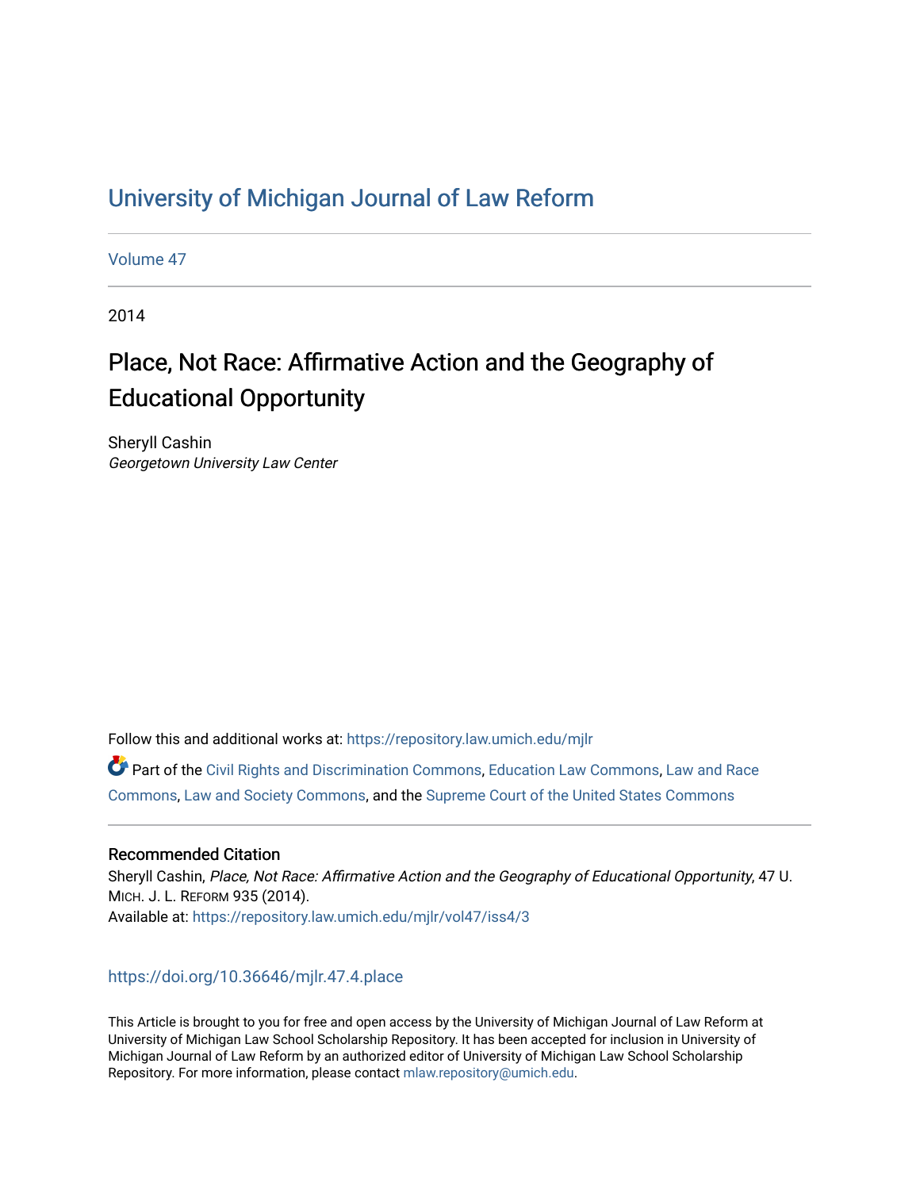# University of Michigan Journal of Law Reform

Volume 47

2014

## Place, Not Race: Affirmative Action and the Geography of Educational Opportunity

Sheryll Cashin
*Georgetown University Law Center*

Follow this and additional works at: https://repository.law.umich.edu/mjlr

Part of the Civil Rights and Discrimination Commons, Education Law Commons, Law and Race Commons, Law and Society Commons, and the Supreme Court of the United States Commons

### Recommended Citation

Sheryll Cashin, *Place, Not Race: Affirmative Action and the Geography of Educational Opportunity*, 47 U. MICH. J. L. REFORM 935 (2014).
Available at: https://repository.law.umich.edu/mjlr/vol47/iss4/3

https://doi.org/10.36646/mjlr.47.4.place

This Article is brought to you for free and open access by the University of Michigan Journal of Law Reform at University of Michigan Law School Scholarship Repository. It has been accepted for inclusion in University of Michigan Journal of Law Reform by an authorized editor of University of Michigan Law School Scholarship Repository. For more information, please contact mlaw.repository@umich.edu.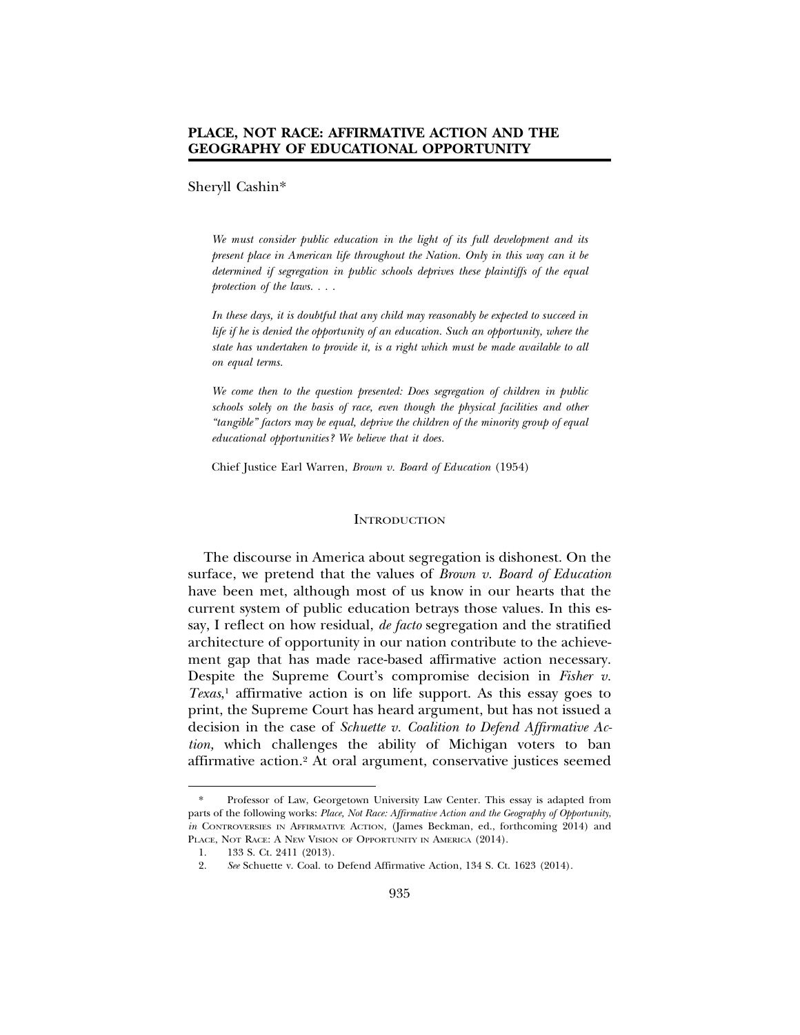# PLACE, NOT RACE: AFFIRMATIVE ACTION AND THE GEOGRAPHY OF EDUCATIONAL OPPORTUNITY

Sheryll Cashin*

> *We must consider public education in the light of its full development and its present place in American life throughout the Nation. Only in this way can it be determined if segregation in public schools deprives these plaintiffs of the equal protection of the laws. . . .*
>
> *In these days, it is doubtful that any child may reasonably be expected to succeed in life if he is denied the opportunity of an education. Such an opportunity, where the state has undertaken to provide it, is a right which must be made available to all on equal terms.*
>
> *We come then to the question presented: Does segregation of children in public schools solely on the basis of race, even though the physical facilities and other "tangible" factors may be equal, deprive the children of the minority group of equal educational opportunities? We believe that it does.*
>
> Chief Justice Earl Warren, *Brown v. Board of Education* (1954)

## INTRODUCTION

The discourse in America about segregation is dishonest. On the surface, we pretend that the values of *Brown v. Board of Education* have been met, although most of us know in our hearts that the current system of public education betrays those values. In this essay, I reflect on how residual, *de facto* segregation and the stratified architecture of opportunity in our nation contribute to the achievement gap that has made race-based affirmative action necessary. Despite the Supreme Court's compromise decision in *Fisher v. Texas*,[1] affirmative action is on life support. As this essay goes to print, the Supreme Court has heard argument, but has not issued a decision in the case of *Schuette v. Coalition to Defend Affirmative Action,* which challenges the ability of Michigan voters to ban affirmative action.[2] At oral argument, conservative justices seemed

---

\* Professor of Law, Georgetown University Law Center. This essay is adapted from parts of the following works: *Place, Not Race: Affirmative Action and the Geography of Opportunity*, *in* CONTROVERSIES IN AFFIRMATIVE ACTION, (James Beckman, ed., forthcoming 2014) and PLACE, NOT RACE: A NEW VISION OF OPPORTUNITY IN AMERICA (2014).

1. 133 S. Ct. 2411 (2013).

2. *See* Schuette v. Coal. to Defend Affirmative Action, 134 S. Ct. 1623 (2014).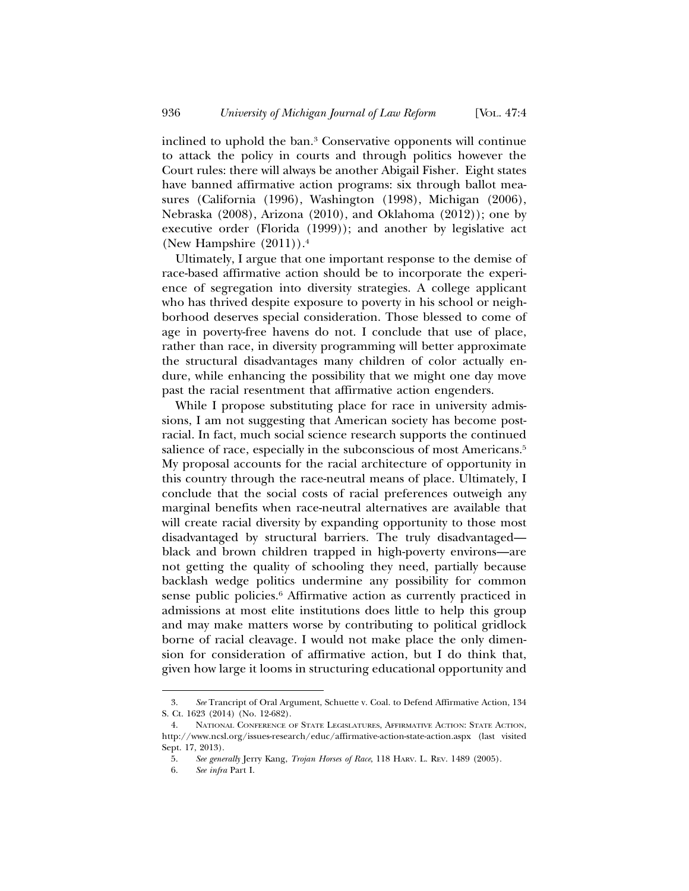inclined to uphold the ban.[3] Conservative opponents will continue to attack the policy in courts and through politics however the Court rules: there will always be another Abigail Fisher. Eight states have banned affirmative action programs: six through ballot measures (California (1996), Washington (1998), Michigan (2006), Nebraska (2008), Arizona (2010), and Oklahoma (2012)); one by executive order (Florida (1999)); and another by legislative act (New Hampshire (2011)).[4]

Ultimately, I argue that one important response to the demise of race-based affirmative action should be to incorporate the experience of segregation into diversity strategies. A college applicant who has thrived despite exposure to poverty in his school or neighborhood deserves special consideration. Those blessed to come of age in poverty-free havens do not. I conclude that use of place, rather than race, in diversity programming will better approximate the structural disadvantages many children of color actually endure, while enhancing the possibility that we might one day move past the racial resentment that affirmative action engenders.

While I propose substituting place for race in university admissions, I am not suggesting that American society has become post-racial. In fact, much social science research supports the continued salience of race, especially in the subconscious of most Americans.[5] My proposal accounts for the racial architecture of opportunity in this country through the race-neutral means of place. Ultimately, I conclude that the social costs of racial preferences outweigh any marginal benefits when race-neutral alternatives are available that will create racial diversity by expanding opportunity to those most disadvantaged by structural barriers. The truly disadvantaged—black and brown children trapped in high-poverty environs—are not getting the quality of schooling they need, partially because backlash wedge politics undermine any possibility for common sense public policies.[6] Affirmative action as currently practiced in admissions at most elite institutions does little to help this group and may make matters worse by contributing to political gridlock borne of racial cleavage. I would not make place the only dimension for consideration of affirmative action, but I do think that, given how large it looms in structuring educational opportunity and

---

3. *See* Trancript of Oral Argument, Schuette v. Coal. to Defend Affirmative Action, 134 S. Ct. 1623 (2014) (No. 12-682).

4. National Conference of State Legislatures, Affirmative Action: State Action, http://www.ncsl.org/issues-research/educ/affirmative-action-state-action.aspx (last visited Sept. 17, 2013).

5. *See generally* Jerry Kang, *Trojan Horses of Race*, 118 Harv. L. Rev. 1489 (2005).

6. *See infra* Part I.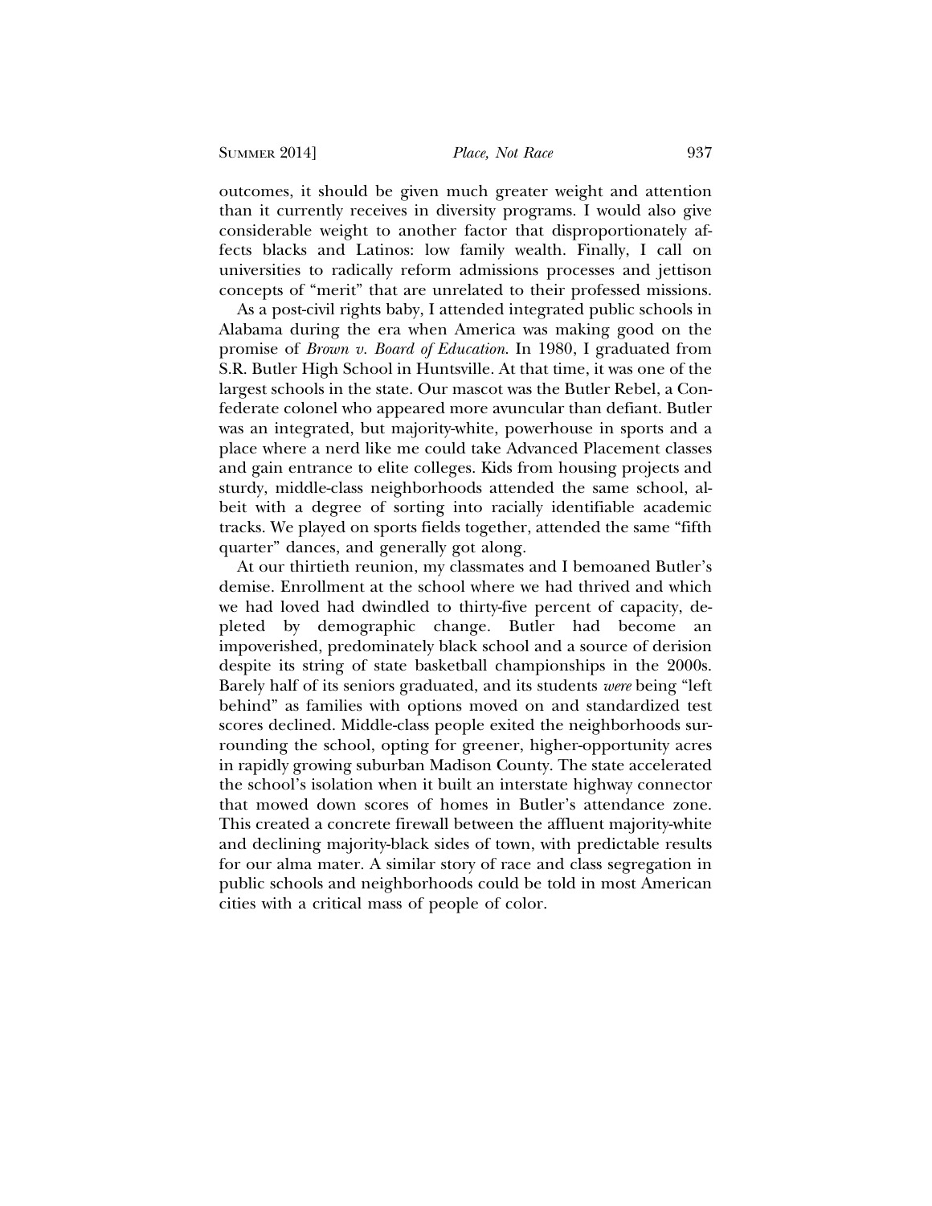outcomes, it should be given much greater weight and attention than it currently receives in diversity programs. I would also give considerable weight to another factor that disproportionately affects blacks and Latinos: low family wealth. Finally, I call on universities to radically reform admissions processes and jettison concepts of "merit" that are unrelated to their professed missions.

As a post-civil rights baby, I attended integrated public schools in Alabama during the era when America was making good on the promise of *Brown v. Board of Education*. In 1980, I graduated from S.R. Butler High School in Huntsville. At that time, it was one of the largest schools in the state. Our mascot was the Butler Rebel, a Confederate colonel who appeared more avuncular than defiant. Butler was an integrated, but majority-white, powerhouse in sports and a place where a nerd like me could take Advanced Placement classes and gain entrance to elite colleges. Kids from housing projects and sturdy, middle-class neighborhoods attended the same school, albeit with a degree of sorting into racially identifiable academic tracks. We played on sports fields together, attended the same "fifth quarter" dances, and generally got along.

At our thirtieth reunion, my classmates and I bemoaned Butler's demise. Enrollment at the school where we had thrived and which we had loved had dwindled to thirty-five percent of capacity, depleted by demographic change. Butler had become an impoverished, predominately black school and a source of derision despite its string of state basketball championships in the 2000s. Barely half of its seniors graduated, and its students *were* being "left behind" as families with options moved on and standardized test scores declined. Middle-class people exited the neighborhoods surrounding the school, opting for greener, higher-opportunity acres in rapidly growing suburban Madison County. The state accelerated the school's isolation when it built an interstate highway connector that mowed down scores of homes in Butler's attendance zone. This created a concrete firewall between the affluent majority-white and declining majority-black sides of town, with predictable results for our alma mater. A similar story of race and class segregation in public schools and neighborhoods could be told in most American cities with a critical mass of people of color.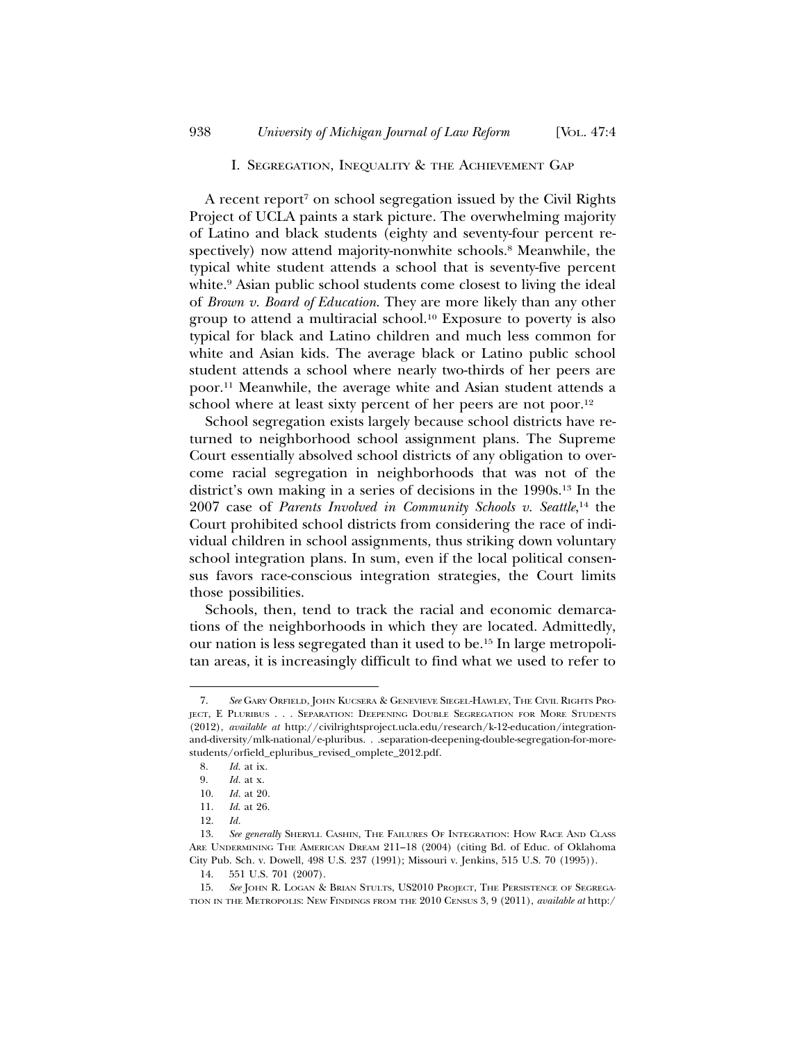## I. Segregation, Inequality & the Achievement Gap

A recent report[7] on school segregation issued by the Civil Rights Project of UCLA paints a stark picture. The overwhelming majority of Latino and black students (eighty and seventy-four percent respectively) now attend majority-nonwhite schools.[8] Meanwhile, the typical white student attends a school that is seventy-five percent white.[9] Asian public school students come closest to living the ideal of *Brown v. Board of Education*. They are more likely than any other group to attend a multiracial school.[10] Exposure to poverty is also typical for black and Latino children and much less common for white and Asian kids. The average black or Latino public school student attends a school where nearly two-thirds of her peers are poor.[11] Meanwhile, the average white and Asian student attends a school where at least sixty percent of her peers are not poor.[12]

School segregation exists largely because school districts have returned to neighborhood school assignment plans. The Supreme Court essentially absolved school districts of any obligation to overcome racial segregation in neighborhoods that was not of the district's own making in a series of decisions in the 1990s.[13] In the 2007 case of *Parents Involved in Community Schools v. Seattle*,[14] the Court prohibited school districts from considering the race of individual children in school assignments, thus striking down voluntary school integration plans. In sum, even if the local political consensus favors race-conscious integration strategies, the Court limits those possibilities.

Schools, then, tend to track the racial and economic demarcations of the neighborhoods in which they are located. Admittedly, our nation is less segregated than it used to be.[15] In large metropolitan areas, it is increasingly difficult to find what we used to refer to

---

7. *See* Gary Orfield, John Kucsera & Genevieve Siegel-Hawley, The Civil Rights Project, E Pluribus . . . Separation: Deepening Double Segregation for More Students (2012), *available at* http://civilrightsproject.ucla.edu/research/k-12-education/integration-and-diversity/mlk-national/e-pluribus. . .separation-deepening-double-segregation-for-more-students/orfield_epluribus_revised_omplete_2012.pdf.

8. *Id.* at ix.

9. *Id.* at x.

10. *Id.* at 20.

11. *Id.* at 26.

12. *Id.*

13. *See generally* Sheryll Cashin, The Failures Of Integration: How Race And Class Are Undermining The American Dream 211–18 (2004) (citing Bd. of Educ. of Oklahoma City Pub. Sch. v. Dowell, 498 U.S. 237 (1991); Missouri v. Jenkins, 515 U.S. 70 (1995)).

14. 551 U.S. 701 (2007).

15. *See* John R. Logan & Brian Stults, US2010 Project, The Persistence of Segregation in the Metropolis: New Findings from the 2010 Census 3, 9 (2011), *available at* http:/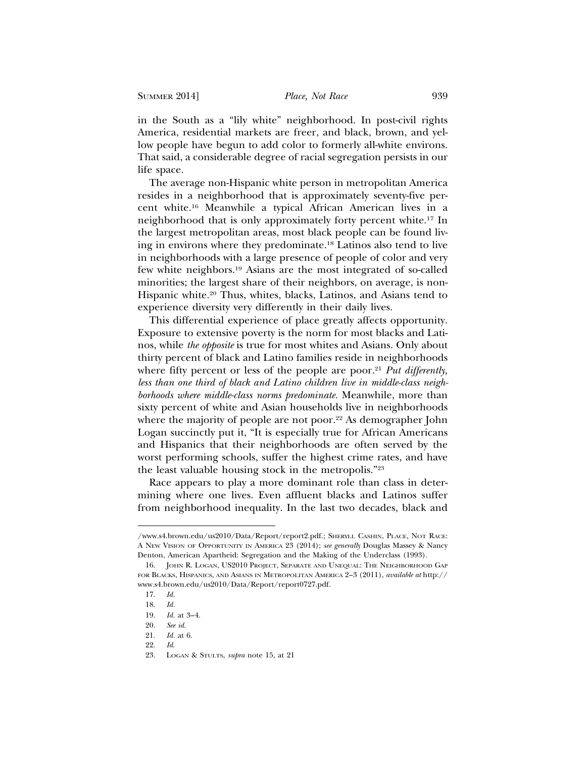in the South as a "lily white" neighborhood. In post-civil rights America, residential markets are freer, and black, brown, and yellow people have begun to add color to formerly all-white environs. That said, a considerable degree of racial segregation persists in our life space.

The average non-Hispanic white person in metropolitan America resides in a neighborhood that is approximately seventy-five percent white.[16] Meanwhile a typical African American lives in a neighborhood that is only approximately forty percent white.[17] In the largest metropolitan areas, most black people can be found living in environs where they predominate.[18] Latinos also tend to live in neighborhoods with a large presence of people of color and very few white neighbors.[19] Asians are the most integrated of so-called minorities; the largest share of their neighbors, on average, is non-Hispanic white.[20] Thus, whites, blacks, Latinos, and Asians tend to experience diversity very differently in their daily lives.

This differential experience of place greatly affects opportunity. Exposure to extensive poverty is the norm for most blacks and Latinos, while *the opposite* is true for most whites and Asians. Only about thirty percent of black and Latino families reside in neighborhoods where fifty percent or less of the people are poor.[21] *Put differently, less than one third of black and Latino children live in middle-class neighborhoods where middle-class norms predominate.* Meanwhile, more than sixty percent of white and Asian households live in neighborhoods where the majority of people are not poor.[22] As demographer John Logan succinctly put it, "It is especially true for African Americans and Hispanics that their neighborhoods are often served by the worst performing schools, suffer the highest crime rates, and have the least valuable housing stock in the metropolis."[23]

Race appears to play a more dominant role than class in determining where one lives. Even affluent blacks and Latinos suffer from neighborhood inequality. In the last two decades, black and

---

/www.s4.brown.edu/us2010/Data/Report/report2.pdf.; Sheryll Cashin, Place, Not Race: A New Vision of Opportunity in America 23 (2014); *see generally* Douglass Massey & Nancy Denton, American Apartheid: Segregation and the Making of the Underclass (1993).

16. John R. Logan, US2010 Project, Separate and Unequal: The Neighborhood Gap for Blacks, Hispanics, and Asians in Metropolitan America 2–3 (2011), *available at* http://www.s4.brown.edu/us2010/Data/Report/report0727.pdf.

17. *Id.*

18. *Id.*

19. *Id.* at 3–4.

20. *See id.*

21. *Id.* at 6.

22. *Id.*

23. Logan & Stults, *supra* note 15, at 21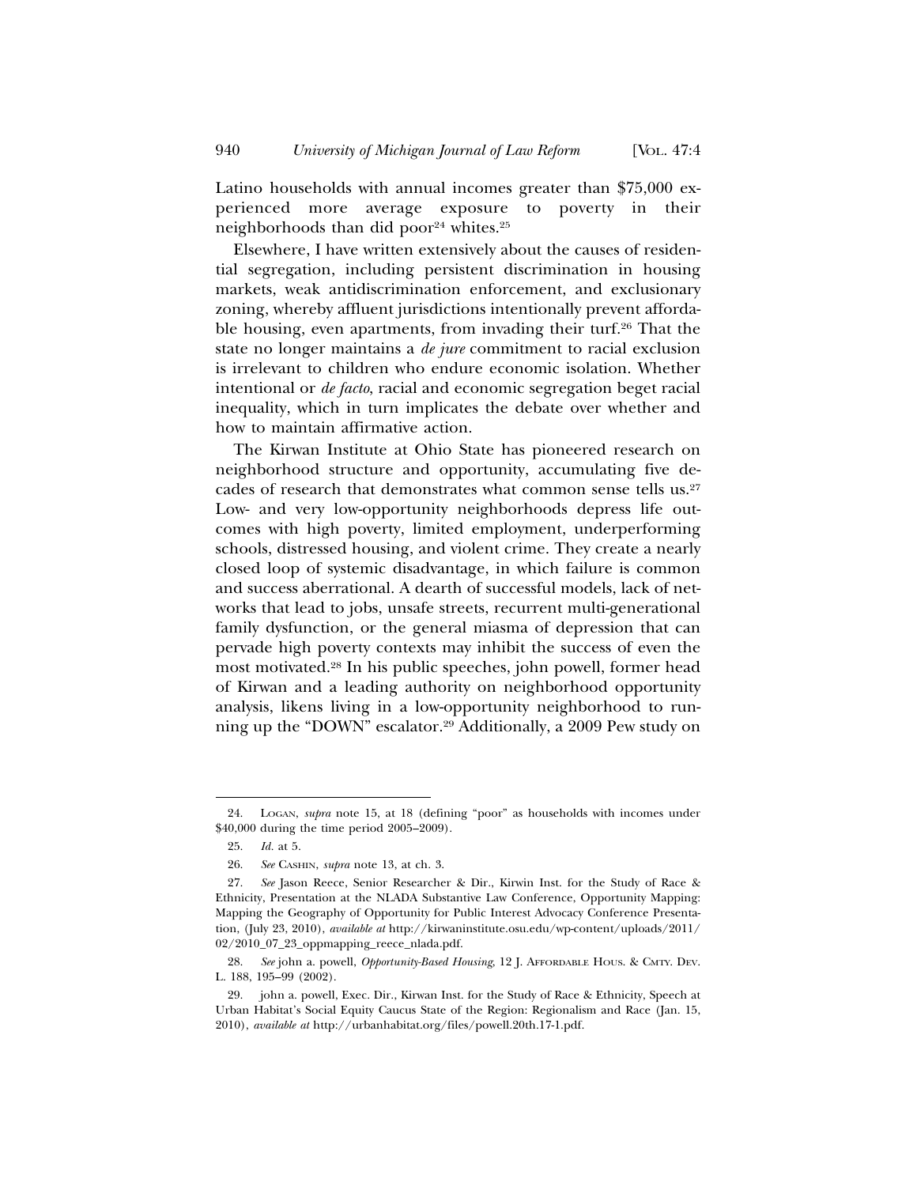Latino households with annual incomes greater than $75,000 experienced more average exposure to poverty in their neighborhoods than did poor[24] whites.[25]

Elsewhere, I have written extensively about the causes of residential segregation, including persistent discrimination in housing markets, weak antidiscrimination enforcement, and exclusionary zoning, whereby affluent jurisdictions intentionally prevent affordable housing, even apartments, from invading their turf.[26] That the state no longer maintains a *de jure* commitment to racial exclusion is irrelevant to children who endure economic isolation. Whether intentional or *de facto*, racial and economic segregation beget racial inequality, which in turn implicates the debate over whether and how to maintain affirmative action.

The Kirwan Institute at Ohio State has pioneered research on neighborhood structure and opportunity, accumulating five decades of research that demonstrates what common sense tells us.[27] Low- and very low-opportunity neighborhoods depress life outcomes with high poverty, limited employment, underperforming schools, distressed housing, and violent crime. They create a nearly closed loop of systemic disadvantage, in which failure is common and success aberrational. A dearth of successful models, lack of networks that lead to jobs, unsafe streets, recurrent multi-generational family dysfunction, or the general miasma of depression that can pervade high poverty contexts may inhibit the success of even the most motivated.[28] In his public speeches, john powell, former head of Kirwan and a leading authority on neighborhood opportunity analysis, likens living in a low-opportunity neighborhood to running up the "DOWN" escalator.[29] Additionally, a 2009 Pew study on

---

24. LOGAN, *supra* note 15, at 18 (defining "poor" as households with incomes under $40,000 during the time period 2005–2009).

25. *Id.* at 5.

26. *See* CASHIN, *supra* note 13, at ch. 3.

27. *See* Jason Reece, Senior Researcher & Dir., Kirwin Inst. for the Study of Race & Ethnicity, Presentation at the NLADA Substantive Law Conference, Opportunity Mapping: Mapping the Geography of Opportunity for Public Interest Advocacy Conference Presentation, (July 23, 2010), *available at* http://kirwaninstitute.osu.edu/wp-content/uploads/2011/02/2010_07_23_oppmapping_reece_nlada.pdf.

28. *See* john a. powell, *Opportunity-Based Housing*, 12 J. AFFORDABLE HOUS. & CMTY. DEV. L. 188, 195–99 (2002).

29. john a. powell, Exec. Dir., Kirwan Inst. for the Study of Race & Ethnicity, Speech at Urban Habitat's Social Equity Caucus State of the Region: Regionalism and Race (Jan. 15, 2010), *available at* http://urbanhabitat.org/files/powell.20th.17-1.pdf.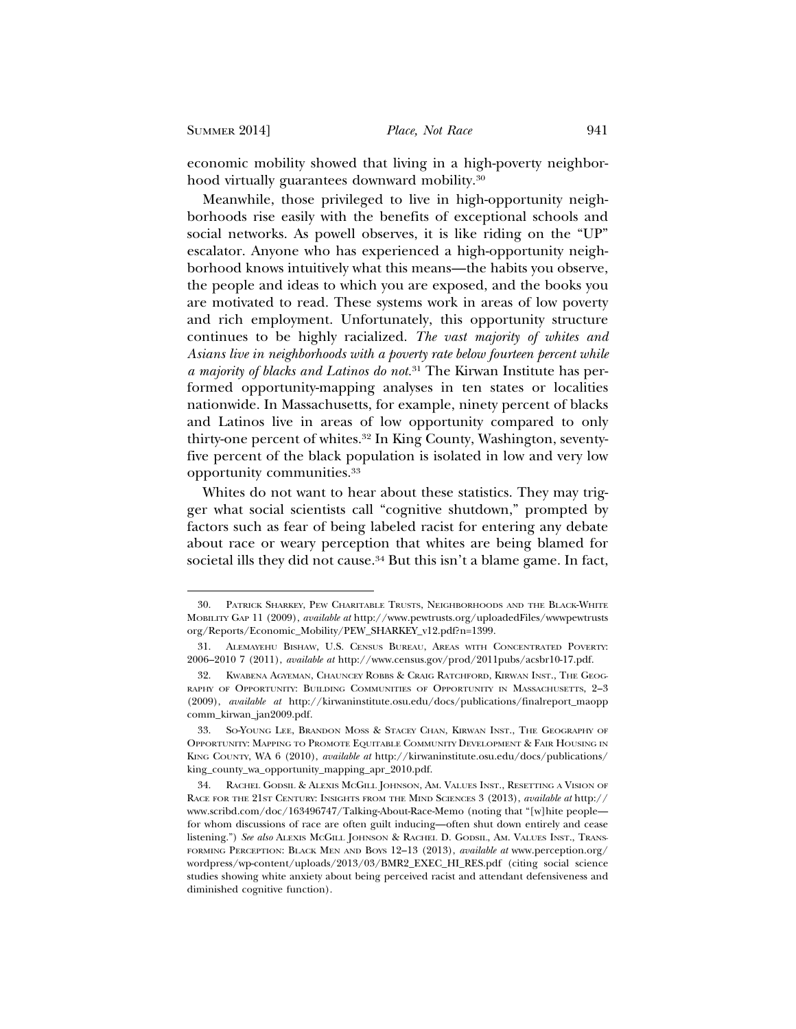economic mobility showed that living in a high-poverty neighborhood virtually guarantees downward mobility.[30]

Meanwhile, those privileged to live in high-opportunity neighborhoods rise easily with the benefits of exceptional schools and social networks. As powell observes, it is like riding on the "UP" escalator. Anyone who has experienced a high-opportunity neighborhood knows intuitively what this means—the habits you observe, the people and ideas to which you are exposed, and the books you are motivated to read. These systems work in areas of low poverty and rich employment. Unfortunately, this opportunity structure continues to be highly racialized. *The vast majority of whites and Asians live in neighborhoods with a poverty rate below fourteen percent while a majority of blacks and Latinos do not.*[31] The Kirwan Institute has performed opportunity-mapping analyses in ten states or localities nationwide. In Massachusetts, for example, ninety percent of blacks and Latinos live in areas of low opportunity compared to only thirty-one percent of whites.[32] In King County, Washington, seventy-five percent of the black population is isolated in low and very low opportunity communities.[33]

Whites do not want to hear about these statistics. They may trigger what social scientists call "cognitive shutdown," prompted by factors such as fear of being labeled racist for entering any debate about race or weary perception that whites are being blamed for societal ills they did not cause.[34] But this isn't a blame game. In fact,

---

30. Patrick Sharkey, Pew Charitable Trusts, Neighborhoods and the Black-White Mobility Gap 11 (2009), *available at* http://www.pewtrusts.org/uploadedFiles/wwwpewtrusts org/Reports/Economic_Mobility/PEW_SHARKEY_v12.pdf?n=1399.

31. Alemayehu Bishaw, U.S. Census Bureau, Areas with Concentrated Poverty: 2006–2010 7 (2011), *available at* http://www.census.gov/prod/2011pubs/acsbr10-17.pdf.

32. Kwabena Agyeman, Chauncey Robbs & Craig Ratchford, Kirwan Inst., The Geography of Opportunity: Building Communities of Opportunity in Massachusetts, 2–3 (2009), *available at* http://kirwaninstitute.osu.edu/docs/publications/finalreport_maopp comm_kirwan_jan2009.pdf.

33. So-Young Lee, Brandon Moss & Stacey Chan, Kirwan Inst., The Geography of Opportunity: Mapping to Promote Equitable Community Development & Fair Housing in King County, WA 6 (2010), *available at* http://kirwaninstitute.osu.edu/docs/publications/ king_county_wa_opportunity_mapping_apr_2010.pdf.

34. Rachel Godsil & Alexis McGill Johnson, Am. Values Inst., Resetting a Vision of Race for the 21st Century: Insights from the Mind Sciences 3 (2013), *available at* http:// www.scribd.com/doc/163496747/Talking-About-Race-Memo (noting that "[w]hite people—for whom discussions of race are often guilt inducing—often shut down entirely and cease listening.") *See also* Alexis McGill Johnson & Rachel D. Godsil, Am. Values Inst., Transforming Perception: Black Men and Boys 12–13 (2013), *available at* www.perception.org/ wordpress/wp-content/uploads/2013/03/BMR2_EXEC_HI_RES.pdf (citing social science studies showing white anxiety about being perceived racist and attendant defensiveness and diminished cognitive function).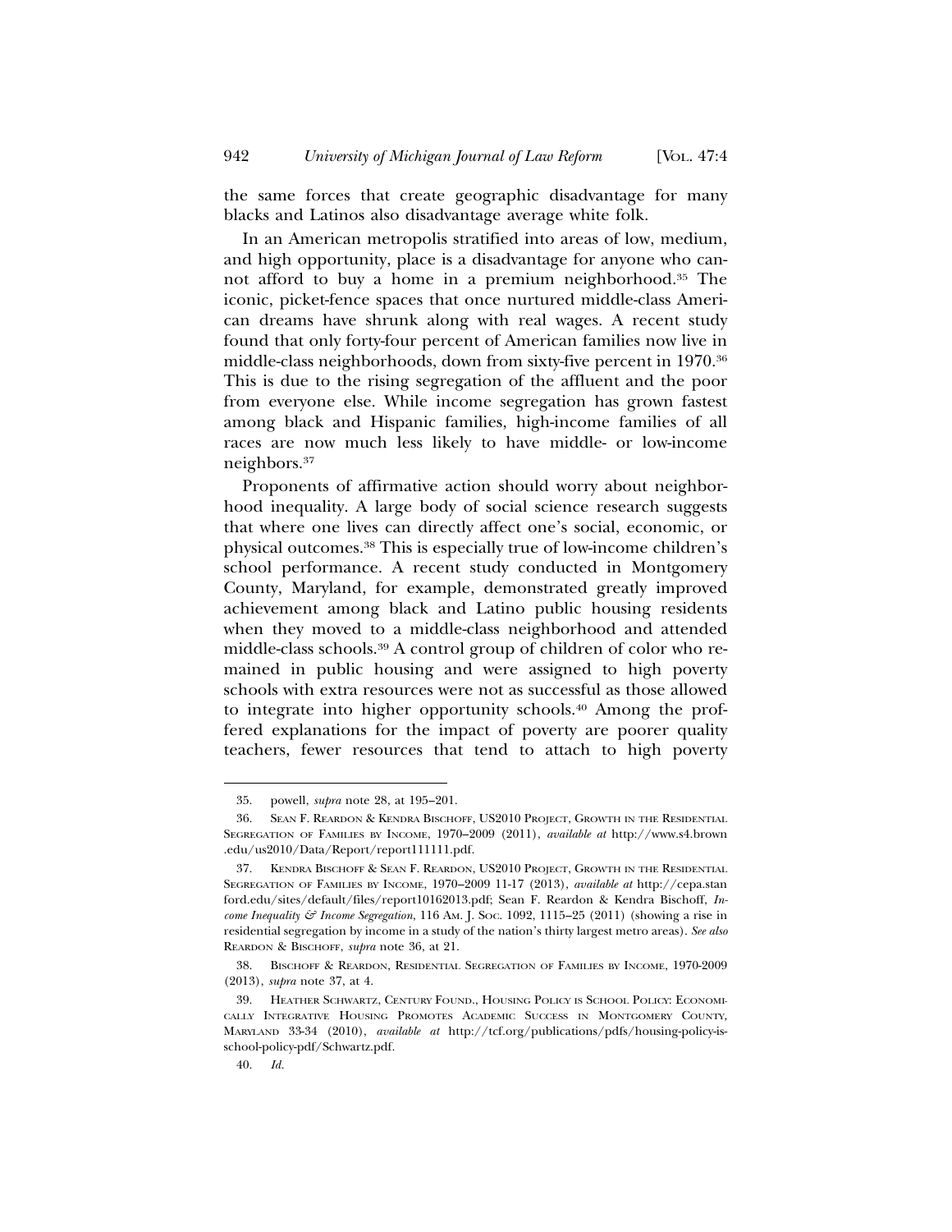the same forces that create geographic disadvantage for many blacks and Latinos also disadvantage average white folk.

In an American metropolis stratified into areas of low, medium, and high opportunity, place is a disadvantage for anyone who cannot afford to buy a home in a premium neighborhood.[35] The iconic, picket-fence spaces that once nurtured middle-class American dreams have shrunk along with real wages. A recent study found that only forty-four percent of American families now live in middle-class neighborhoods, down from sixty-five percent in 1970.[36] This is due to the rising segregation of the affluent and the poor from everyone else. While income segregation has grown fastest among black and Hispanic families, high-income families of all races are now much less likely to have middle- or low-income neighbors.[37]

Proponents of affirmative action should worry about neighborhood inequality. A large body of social science research suggests that where one lives can directly affect one's social, economic, or physical outcomes.[38] This is especially true of low-income children's school performance. A recent study conducted in Montgomery County, Maryland, for example, demonstrated greatly improved achievement among black and Latino public housing residents when they moved to a middle-class neighborhood and attended middle-class schools.[39] A control group of children of color who remained in public housing and were assigned to high poverty schools with extra resources were not as successful as those allowed to integrate into higher opportunity schools.[40] Among the proffered explanations for the impact of poverty are poorer quality teachers, fewer resources that tend to attach to high poverty

---

35. powell, *supra* note 28, at 195–201.

36. Sean F. Reardon & Kendra Bischoff, US2010 Project, Growth in the Residential Segregation of Families by Income, 1970–2009 (2011), *available at* http://www.s4.brown.edu/us2010/Data/Report/report111111.pdf.

37. Kendra Bischoff & Sean F. Reardon, US2010 Project, Growth in the Residential Segregation of Families by Income, 1970–2009 11-17 (2013), *available at* http://cepa.stanford.edu/sites/default/files/report10162013.pdf; Sean F. Reardon & Kendra Bischoff, *Income Inequality & Income Segregation*, 116 Am. J. Soc. 1092, 1115–25 (2011) (showing a rise in residential segregation by income in a study of the nation's thirty largest metro areas). *See also* Reardon & Bischoff, *supra* note 36, at 21.

38. Bischoff & Reardon, Residential Segregation of Families by Income, 1970-2009 (2013), *supra* note 37, at 4.

39. Heather Schwartz, Century Found., Housing Policy is School Policy: Economically Integrative Housing Promotes Academic Success in Montgomery County, Maryland 33-34 (2010), *available at* http://tcf.org/publications/pdfs/housing-policy-is-school-policy-pdf/Schwartz.pdf.

40. *Id.*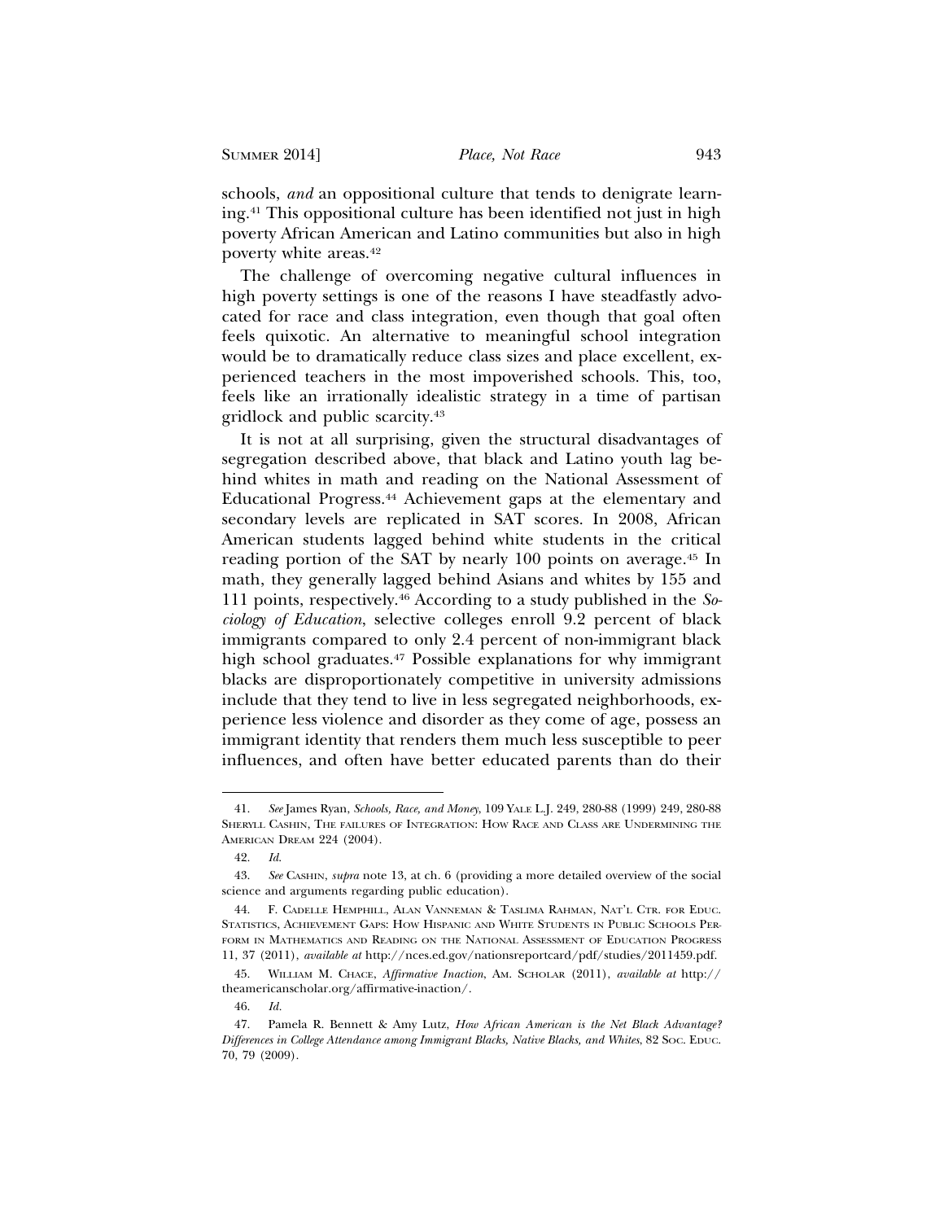schools, *and* an oppositional culture that tends to denigrate learning.[41] This oppositional culture has been identified not just in high poverty African American and Latino communities but also in high poverty white areas.[42]

The challenge of overcoming negative cultural influences in high poverty settings is one of the reasons I have steadfastly advocated for race and class integration, even though that goal often feels quixotic. An alternative to meaningful school integration would be to dramatically reduce class sizes and place excellent, experienced teachers in the most impoverished schools. This, too, feels like an irrationally idealistic strategy in a time of partisan gridlock and public scarcity.[43]

It is not at all surprising, given the structural disadvantages of segregation described above, that black and Latino youth lag behind whites in math and reading on the National Assessment of Educational Progress.[44] Achievement gaps at the elementary and secondary levels are replicated in SAT scores. In 2008, African American students lagged behind white students in the critical reading portion of the SAT by nearly 100 points on average.[45] In math, they generally lagged behind Asians and whites by 155 and 111 points, respectively.[46] According to a study published in the *Sociology of Education*, selective colleges enroll 9.2 percent of black immigrants compared to only 2.4 percent of non-immigrant black high school graduates.[47] Possible explanations for why immigrant blacks are disproportionately competitive in university admissions include that they tend to live in less segregated neighborhoods, experience less violence and disorder as they come of age, possess an immigrant identity that renders them much less susceptible to peer influences, and often have better educated parents than do their

---

41. *See* James Ryan, *Schools, Race, and Money*, 109 YALE L.J. 249, 280-88 (1999) 249, 280-88 SHERYLL CASHIN, THE FAILURES OF INTEGRATION: HOW RACE AND CLASS ARE UNDERMINING THE AMERICAN DREAM 224 (2004).

42. *Id.*

43. *See* CASHIN, *supra* note 13, at ch. 6 (providing a more detailed overview of the social science and arguments regarding public education).

44. F. CADELLE HEMPHILL, ALAN VANNEMAN & TASLIMA RAHMAN, NAT'L CTR. FOR EDUC. STATISTICS, ACHIEVEMENT GAPS: HOW HISPANIC AND WHITE STUDENTS IN PUBLIC SCHOOLS PERFORM IN MATHEMATICS AND READING ON THE NATIONAL ASSESSMENT OF EDUCATION PROGRESS 11, 37 (2011), *available at* http://nces.ed.gov/nationsreportcard/pdf/studies/2011459.pdf.

45. WILLIAM M. CHACE, *Affirmative Inaction*, AM. SCHOLAR (2011), *available at* http://theamericanscholar.org/affirmative-inaction/.

46. *Id.*

47. Pamela R. Bennett & Amy Lutz, *How African American is the Net Black Advantage? Differences in College Attendance among Immigrant Blacks, Native Blacks, and Whites*, 82 SOC. EDUC. 70, 79 (2009).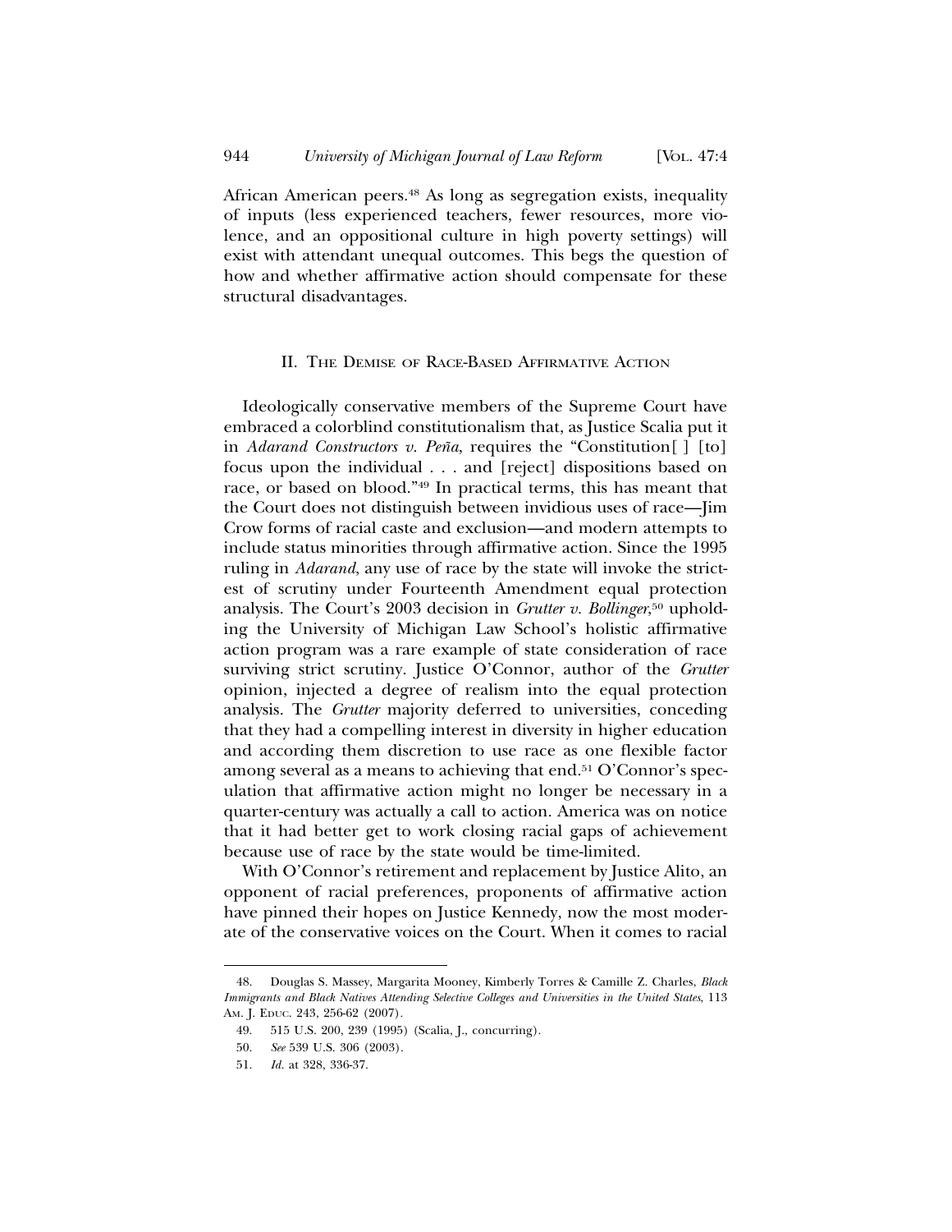African American peers.[48] As long as segregation exists, inequality of inputs (less experienced teachers, fewer resources, more violence, and an oppositional culture in high poverty settings) will exist with attendant unequal outcomes. This begs the question of how and whether affirmative action should compensate for these structural disadvantages.

## II. The Demise of Race-Based Affirmative Action

Ideologically conservative members of the Supreme Court have embraced a colorblind constitutionalism that, as Justice Scalia put it in *Adarand Constructors v. Peña*, requires the "Constitution[ ] [to] focus upon the individual . . . and [reject] dispositions based on race, or based on blood."[49] In practical terms, this has meant that the Court does not distinguish between invidious uses of race—Jim Crow forms of racial caste and exclusion—and modern attempts to include status minorities through affirmative action. Since the 1995 ruling in *Adarand*, any use of race by the state will invoke the strictest of scrutiny under Fourteenth Amendment equal protection analysis. The Court's 2003 decision in *Grutter v. Bollinger*,[50] upholding the University of Michigan Law School's holistic affirmative action program was a rare example of state consideration of race surviving strict scrutiny. Justice O'Connor, author of the *Grutter* opinion, injected a degree of realism into the equal protection analysis. The *Grutter* majority deferred to universities, conceding that they had a compelling interest in diversity in higher education and according them discretion to use race as one flexible factor among several as a means to achieving that end.[51] O'Connor's speculation that affirmative action might no longer be necessary in a quarter-century was actually a call to action. America was on notice that it had better get to work closing racial gaps of achievement because use of race by the state would be time-limited.

With O'Connor's retirement and replacement by Justice Alito, an opponent of racial preferences, proponents of affirmative action have pinned their hopes on Justice Kennedy, now the most moderate of the conservative voices on the Court. When it comes to racial

---

48. Douglas S. Massey, Margarita Mooney, Kimberly Torres & Camille Z. Charles, *Black Immigrants and Black Natives Attending Selective Colleges and Universities in the United States*, 113 Am. J. Educ. 243, 256-62 (2007).

49. 515 U.S. 200, 239 (1995) (Scalia, J., concurring).

50. *See* 539 U.S. 306 (2003).

51. *Id.* at 328, 336-37.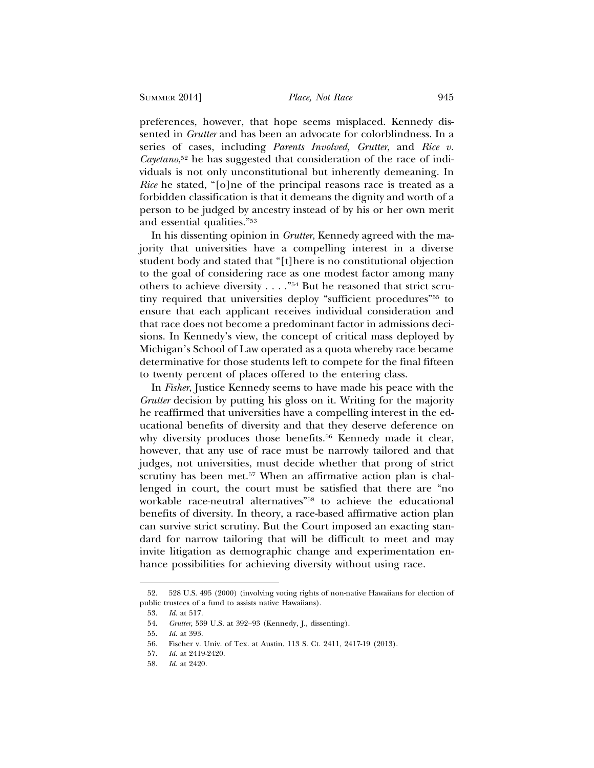preferences, however, that hope seems misplaced. Kennedy dissented in *Grutter* and has been an advocate for colorblindness. In a series of cases, including *Parents Involved, Grutter,* and *Rice v. Cayetano*,[52] he has suggested that consideration of the race of individuals is not only unconstitutional but inherently demeaning. In *Rice* he stated, "[o]ne of the principal reasons race is treated as a forbidden classification is that it demeans the dignity and worth of a person to be judged by ancestry instead of by his or her own merit and essential qualities."[53]

In his dissenting opinion in *Grutter*, Kennedy agreed with the majority that universities have a compelling interest in a diverse student body and stated that "[t]here is no constitutional objection to the goal of considering race as one modest factor among many others to achieve diversity . . . ."[54] But he reasoned that strict scrutiny required that universities deploy "sufficient procedures"[55] to ensure that each applicant receives individual consideration and that race does not become a predominant factor in admissions decisions. In Kennedy's view, the concept of critical mass deployed by Michigan's School of Law operated as a quota whereby race became determinative for those students left to compete for the final fifteen to twenty percent of places offered to the entering class.

In *Fisher*, Justice Kennedy seems to have made his peace with the *Grutter* decision by putting his gloss on it. Writing for the majority he reaffirmed that universities have a compelling interest in the educational benefits of diversity and that they deserve deference on why diversity produces those benefits.[56] Kennedy made it clear, however, that any use of race must be narrowly tailored and that judges, not universities, must decide whether that prong of strict scrutiny has been met.[57] When an affirmative action plan is challenged in court, the court must be satisfied that there are "no workable race-neutral alternatives"[58] to achieve the educational benefits of diversity. In theory, a race-based affirmative action plan can survive strict scrutiny. But the Court imposed an exacting standard for narrow tailoring that will be difficult to meet and may invite litigation as demographic change and experimentation enhance possibilities for achieving diversity without using race.

---

52. 528 U.S. 495 (2000) (involving voting rights of non-native Hawaiians for election of public trustees of a fund to assists native Hawaiians).

53. *Id.* at 517.

54. *Grutter*, 539 U.S. at 392–93 (Kennedy, J., dissenting).

55. *Id.* at 393.

56. Fischer v. Univ. of Tex. at Austin, 113 S. Ct. 2411, 2417-19 (2013).

57. *Id.* at 2419-2420.

58. *Id.* at 2420.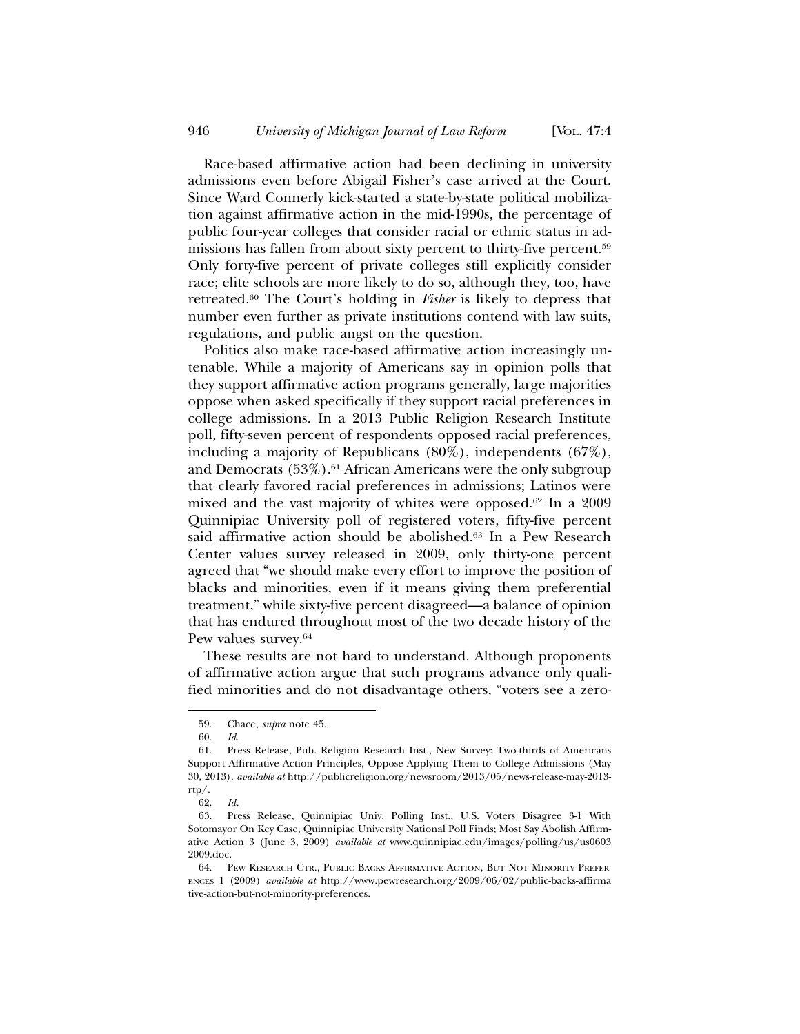Race-based affirmative action had been declining in university admissions even before Abigail Fisher's case arrived at the Court. Since Ward Connerly kick-started a state-by-state political mobilization against affirmative action in the mid-1990s, the percentage of public four-year colleges that consider racial or ethnic status in admissions has fallen from about sixty percent to thirty-five percent.[59] Only forty-five percent of private colleges still explicitly consider race; elite schools are more likely to do so, although they, too, have retreated.[60] The Court's holding in *Fisher* is likely to depress that number even further as private institutions contend with law suits, regulations, and public angst on the question.

Politics also make race-based affirmative action increasingly untenable. While a majority of Americans say in opinion polls that they support affirmative action programs generally, large majorities oppose when asked specifically if they support racial preferences in college admissions. In a 2013 Public Religion Research Institute poll, fifty-seven percent of respondents opposed racial preferences, including a majority of Republicans (80%), independents (67%), and Democrats (53%).[61] African Americans were the only subgroup that clearly favored racial preferences in admissions; Latinos were mixed and the vast majority of whites were opposed.[62] In a 2009 Quinnipiac University poll of registered voters, fifty-five percent said affirmative action should be abolished.[63] In a Pew Research Center values survey released in 2009, only thirty-one percent agreed that "we should make every effort to improve the position of blacks and minorities, even if it means giving them preferential treatment," while sixty-five percent disagreed—a balance of opinion that has endured throughout most of the two decade history of the Pew values survey.[64]

These results are not hard to understand. Although proponents of affirmative action argue that such programs advance only qualified minorities and do not disadvantage others, "voters see a zero-

---

59. Chace, *supra* note 45.

60. *Id.*

61. Press Release, Pub. Religion Research Inst., New Survey: Two-thirds of Americans Support Affirmative Action Principles, Oppose Applying Them to College Admissions (May 30, 2013), *available at* http://publicreligion.org/newsroom/2013/05/news-release-may-2013-rtp/.

62. *Id.*

63. Press Release, Quinnipiac Univ. Polling Inst., U.S. Voters Disagree 3-1 With Sotomayor On Key Case, Quinnipiac University National Poll Finds; Most Say Abolish Affirmative Action 3 (June 3, 2009) *available at* www.quinnipiac.edu/images/polling/us/us0603 2009.doc.

64. Pew Research Ctr., Public Backs Affirmative Action, But Not Minority Preferences 1 (2009) *available at* http://www.pewresearch.org/2009/06/02/public-backs-affirmative-action-but-not-minority-preferences.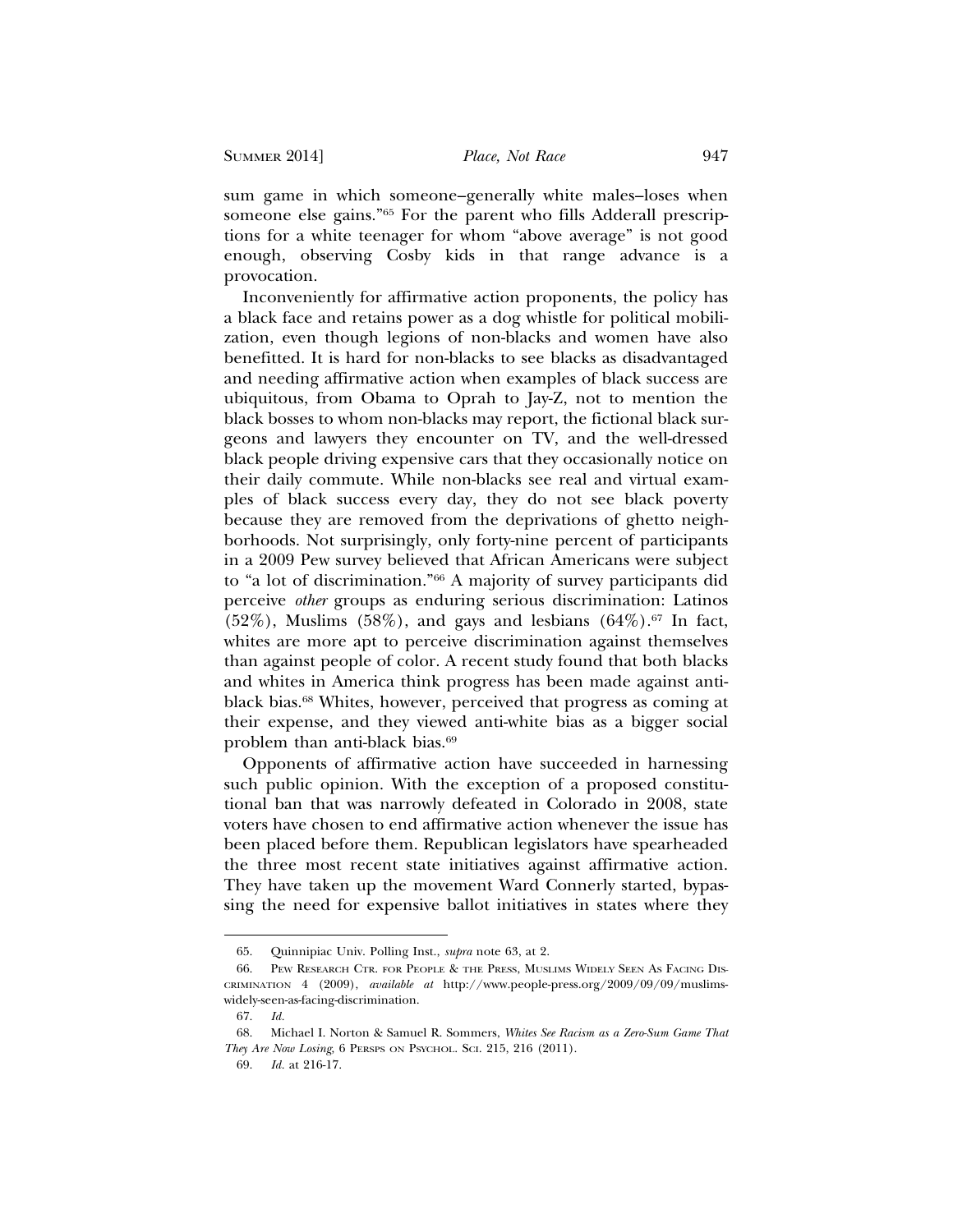sum game in which someone–generally white males–loses when someone else gains."[65] For the parent who fills Adderall prescriptions for a white teenager for whom "above average" is not good enough, observing Cosby kids in that range advance is a provocation.

Inconveniently for affirmative action proponents, the policy has a black face and retains power as a dog whistle for political mobilization, even though legions of non-blacks and women have also benefitted. It is hard for non-blacks to see blacks as disadvantaged and needing affirmative action when examples of black success are ubiquitous, from Obama to Oprah to Jay-Z, not to mention the black bosses to whom non-blacks may report, the fictional black surgeons and lawyers they encounter on TV, and the well-dressed black people driving expensive cars that they occasionally notice on their daily commute. While non-blacks see real and virtual examples of black success every day, they do not see black poverty because they are removed from the deprivations of ghetto neighborhoods. Not surprisingly, only forty-nine percent of participants in a 2009 Pew survey believed that African Americans were subject to "a lot of discrimination."[66] A majority of survey participants did perceive *other* groups as enduring serious discrimination: Latinos (52%), Muslims (58%), and gays and lesbians (64%).[67] In fact, whites are more apt to perceive discrimination against themselves than against people of color. A recent study found that both blacks and whites in America think progress has been made against anti-black bias.[68] Whites, however, perceived that progress as coming at their expense, and they viewed anti-white bias as a bigger social problem than anti-black bias.[69]

Opponents of affirmative action have succeeded in harnessing such public opinion. With the exception of a proposed constitutional ban that was narrowly defeated in Colorado in 2008, state voters have chosen to end affirmative action whenever the issue has been placed before them. Republican legislators have spearheaded the three most recent state initiatives against affirmative action. They have taken up the movement Ward Connerly started, bypassing the need for expensive ballot initiatives in states where they

---

65. Quinnipiac Univ. Polling Inst., *supra* note 63, at 2.

66. Pew Research Ctr. for People & the Press, Muslims Widely Seen As Facing Discrimination 4 (2009), *available at* http://www.people-press.org/2009/09/09/muslims-widely-seen-as-facing-discrimination.

67. *Id.*

68. Michael I. Norton & Samuel R. Sommers, *Whites See Racism as a Zero-Sum Game That They Are Now Losing*, 6 Persps on Psychol. Sci. 215, 216 (2011).

69. *Id.* at 216-17.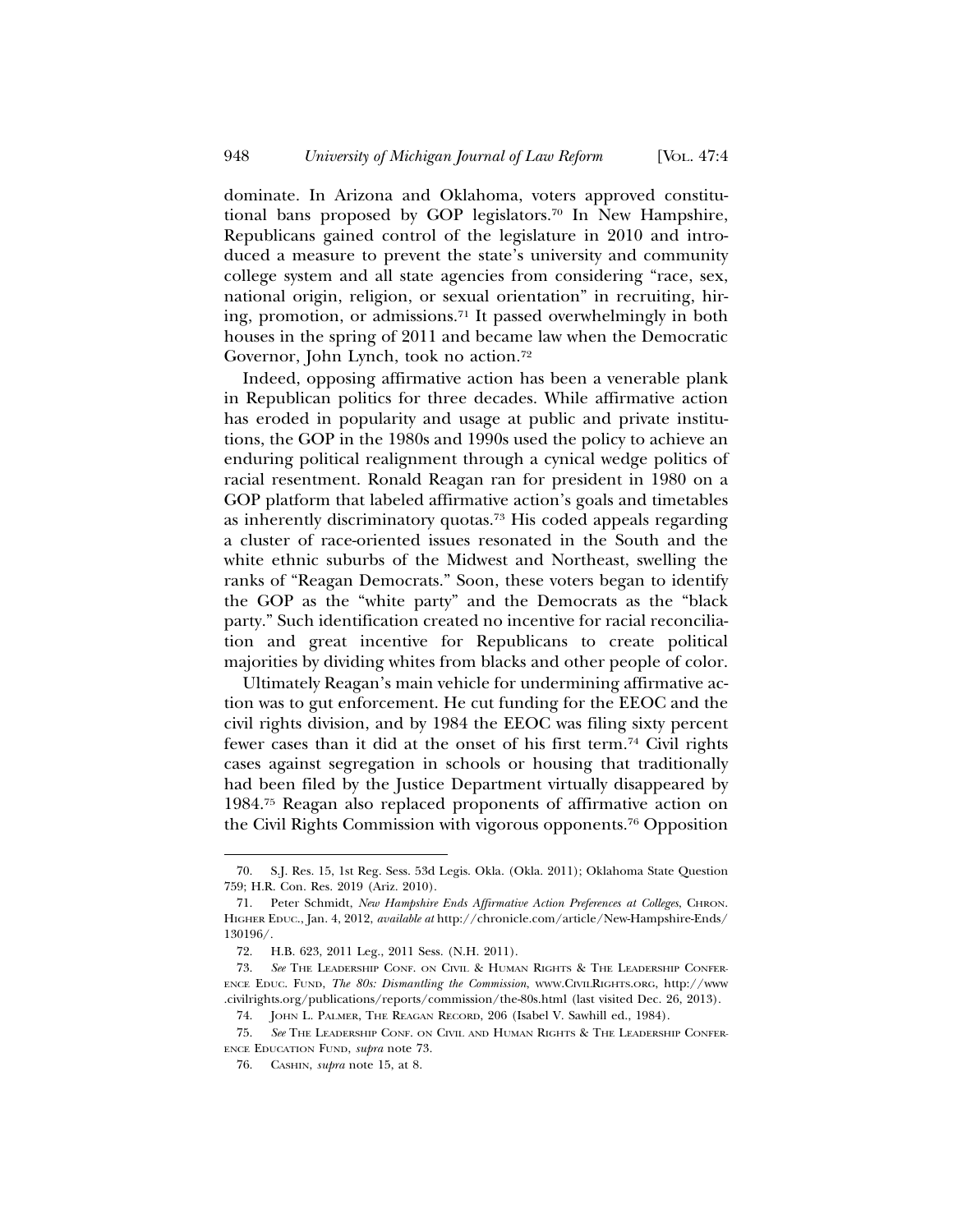dominate. In Arizona and Oklahoma, voters approved constitutional bans proposed by GOP legislators.[70] In New Hampshire, Republicans gained control of the legislature in 2010 and introduced a measure to prevent the state's university and community college system and all state agencies from considering "race, sex, national origin, religion, or sexual orientation" in recruiting, hiring, promotion, or admissions.[71] It passed overwhelmingly in both houses in the spring of 2011 and became law when the Democratic Governor, John Lynch, took no action.[72]

Indeed, opposing affirmative action has been a venerable plank in Republican politics for three decades. While affirmative action has eroded in popularity and usage at public and private institutions, the GOP in the 1980s and 1990s used the policy to achieve an enduring political realignment through a cynical wedge politics of racial resentment. Ronald Reagan ran for president in 1980 on a GOP platform that labeled affirmative action's goals and timetables as inherently discriminatory quotas.[73] His coded appeals regarding a cluster of race-oriented issues resonated in the South and the white ethnic suburbs of the Midwest and Northeast, swelling the ranks of "Reagan Democrats." Soon, these voters began to identify the GOP as the "white party" and the Democrats as the "black party." Such identification created no incentive for racial reconciliation and great incentive for Republicans to create political majorities by dividing whites from blacks and other people of color.

Ultimately Reagan's main vehicle for undermining affirmative action was to gut enforcement. He cut funding for the EEOC and the civil rights division, and by 1984 the EEOC was filing sixty percent fewer cases than it did at the onset of his first term.[74] Civil rights cases against segregation in schools or housing that traditionally had been filed by the Justice Department virtually disappeared by 1984.[75] Reagan also replaced proponents of affirmative action on the Civil Rights Commission with vigorous opponents.[76] Opposition

---

70. S.J. Res. 15, 1st Reg. Sess. 53d Legis. Okla. (Okla. 2011); Oklahoma State Question 759; H.R. Con. Res. 2019 (Ariz. 2010).

71. Peter Schmidt, *New Hampshire Ends Affirmative Action Preferences at Colleges*, CHRON. HIGHER EDUC., Jan. 4, 2012, *available at* http://chronicle.com/article/New-Hampshire-Ends/130196/.

72. H.B. 623, 2011 Leg., 2011 Sess. (N.H. 2011).

73. *See* THE LEADERSHIP CONF. ON CIVIL & HUMAN RIGHTS & THE LEADERSHIP CONFERENCE EDUC. FUND, *The 80s: Dismantling the Commission*, WWW.CIVILRIGHTS.ORG, http://www.civilrights.org/publications/reports/commission/the-80s.html (last visited Dec. 26, 2013).

74. JOHN L. PALMER, THE REAGAN RECORD, 206 (Isabel V. Sawhill ed., 1984).

75. *See* THE LEADERSHIP CONF. ON CIVIL AND HUMAN RIGHTS & THE LEADERSHIP CONFERENCE EDUCATION FUND, *supra* note 73.

76. CASHIN, *supra* note 15, at 8.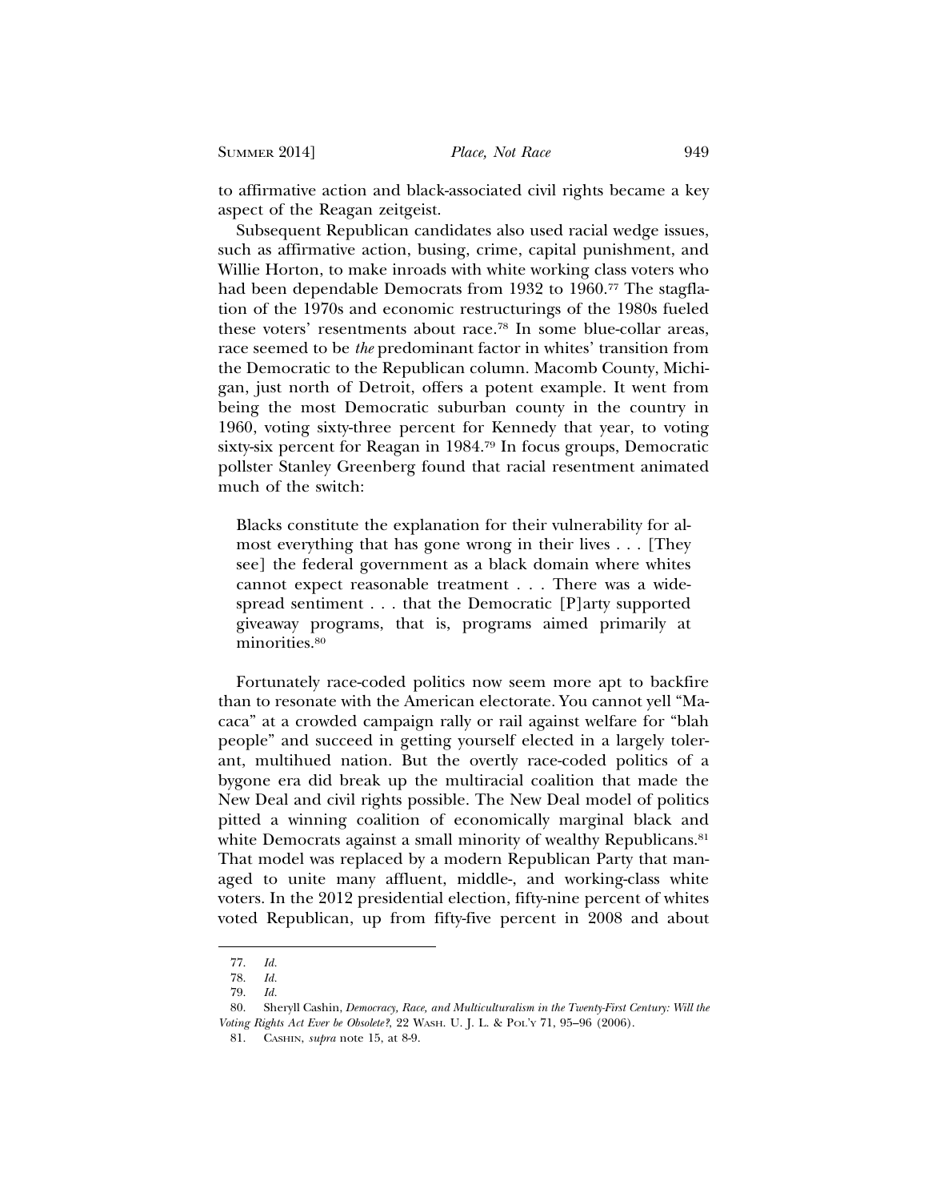to affirmative action and black-associated civil rights became a key aspect of the Reagan zeitgeist.

Subsequent Republican candidates also used racial wedge issues, such as affirmative action, busing, crime, capital punishment, and Willie Horton, to make inroads with white working class voters who had been dependable Democrats from 1932 to 1960.[77] The stagflation of the 1970s and economic restructurings of the 1980s fueled these voters' resentments about race.[78] In some blue-collar areas, race seemed to be *the* predominant factor in whites' transition from the Democratic to the Republican column. Macomb County, Michigan, just north of Detroit, offers a potent example. It went from being the most Democratic suburban county in the country in 1960, voting sixty-three percent for Kennedy that year, to voting sixty-six percent for Reagan in 1984.[79] In focus groups, Democratic pollster Stanley Greenberg found that racial resentment animated much of the switch:

> Blacks constitute the explanation for their vulnerability for almost everything that has gone wrong in their lives . . . [They see] the federal government as a black domain where whites cannot expect reasonable treatment . . . There was a widespread sentiment . . . that the Democratic [P]arty supported giveaway programs, that is, programs aimed primarily at minorities.[80]

Fortunately race-coded politics now seem more apt to backfire than to resonate with the American electorate. You cannot yell "Macaca" at a crowded campaign rally or rail against welfare for "blah people" and succeed in getting yourself elected in a largely tolerant, multihued nation. But the overtly race-coded politics of a bygone era did break up the multiracial coalition that made the New Deal and civil rights possible. The New Deal model of politics pitted a winning coalition of economically marginal black and white Democrats against a small minority of wealthy Republicans.[81] That model was replaced by a modern Republican Party that managed to unite many affluent, middle-, and working-class white voters. In the 2012 presidential election, fifty-nine percent of whites voted Republican, up from fifty-five percent in 2008 and about

---

77. *Id.*

78. *Id.*

79. *Id.*

80. Sheryll Cashin, *Democracy, Race, and Multiculturalism in the Twenty-First Century: Will the Voting Rights Act Ever be Obsolete?*, 22 WASH. U. J. L. & POL'Y 71, 95–96 (2006).

81. CASHIN, *supra* note 15, at 8-9.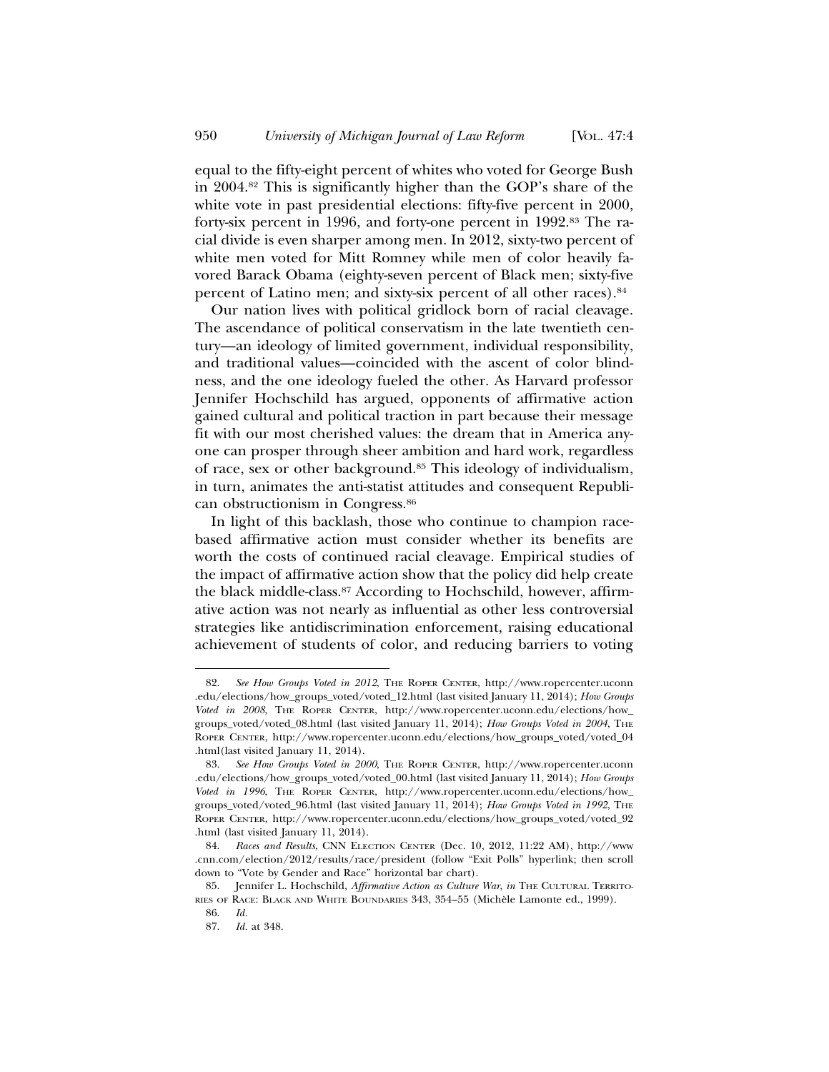equal to the fifty-eight percent of whites who voted for George Bush in 2004.[82] This is significantly higher than the GOP's share of the white vote in past presidential elections: fifty-five percent in 2000, forty-six percent in 1996, and forty-one percent in 1992.[83] The racial divide is even sharper among men. In 2012, sixty-two percent of white men voted for Mitt Romney while men of color heavily favored Barack Obama (eighty-seven percent of Black men; sixty-five percent of Latino men; and sixty-six percent of all other races).[84]

Our nation lives with political gridlock born of racial cleavage. The ascendance of political conservatism in the late twentieth century—an ideology of limited government, individual responsibility, and traditional values—coincided with the ascent of color blindness, and the one ideology fueled the other. As Harvard professor Jennifer Hochschild has argued, opponents of affirmative action gained cultural and political traction in part because their message fit with our most cherished values: the dream that in America anyone can prosper through sheer ambition and hard work, regardless of race, sex or other background.[85] This ideology of individualism, in turn, animates the anti-statist attitudes and consequent Republican obstructionism in Congress.[86]

In light of this backlash, those who continue to champion race-based affirmative action must consider whether its benefits are worth the costs of continued racial cleavage. Empirical studies of the impact of affirmative action show that the policy did help create the black middle-class.[87] According to Hochschild, however, affirmative action was not nearly as influential as other less controversial strategies like antidiscrimination enforcement, raising educational achievement of students of color, and reducing barriers to voting

---

82. *See How Groups Voted in 2012*, The Roper Center, http://www.ropercenter.uconn.edu/elections/how_groups_voted/voted_12.html (last visited January 11, 2014); *How Groups Voted in 2008*, The Roper Center, http://www.ropercenter.uconn.edu/elections/how_groups_voted/voted_08.html (last visited January 11, 2014); *How Groups Voted in 2004*, The Roper Center, http://www.ropercenter.uconn.edu/elections/how_groups_voted/voted_04.html(last visited January 11, 2014).

83. *See How Groups Voted in 2000*, The Roper Center, http://www.ropercenter.uconn.edu/elections/how_groups_voted/voted_00.html (last visited January 11, 2014); *How Groups Voted in 1996*, The Roper Center, http://www.ropercenter.uconn.edu/elections/how_groups_voted/voted_96.html (last visited January 11, 2014); *How Groups Voted in 1992*, The Roper Center, http://www.ropercenter.uconn.edu/elections/how_groups_voted/voted_92.html (last visited January 11, 2014).

84. *Races and Results*, CNN Election Center (Dec. 10, 2012, 11:22 AM), http://www.cnn.com/election/2012/results/race/president (follow "Exit Polls" hyperlink; then scroll down to "Vote by Gender and Race" horizontal bar chart).

85. Jennifer L. Hochschild, *Affirmative Action as Culture War*, *in* The Cultural Territories of Race: Black and White Boundaries 343, 354–55 (Michèle Lamonte ed., 1999).

86. *Id.*

87. *Id.* at 348.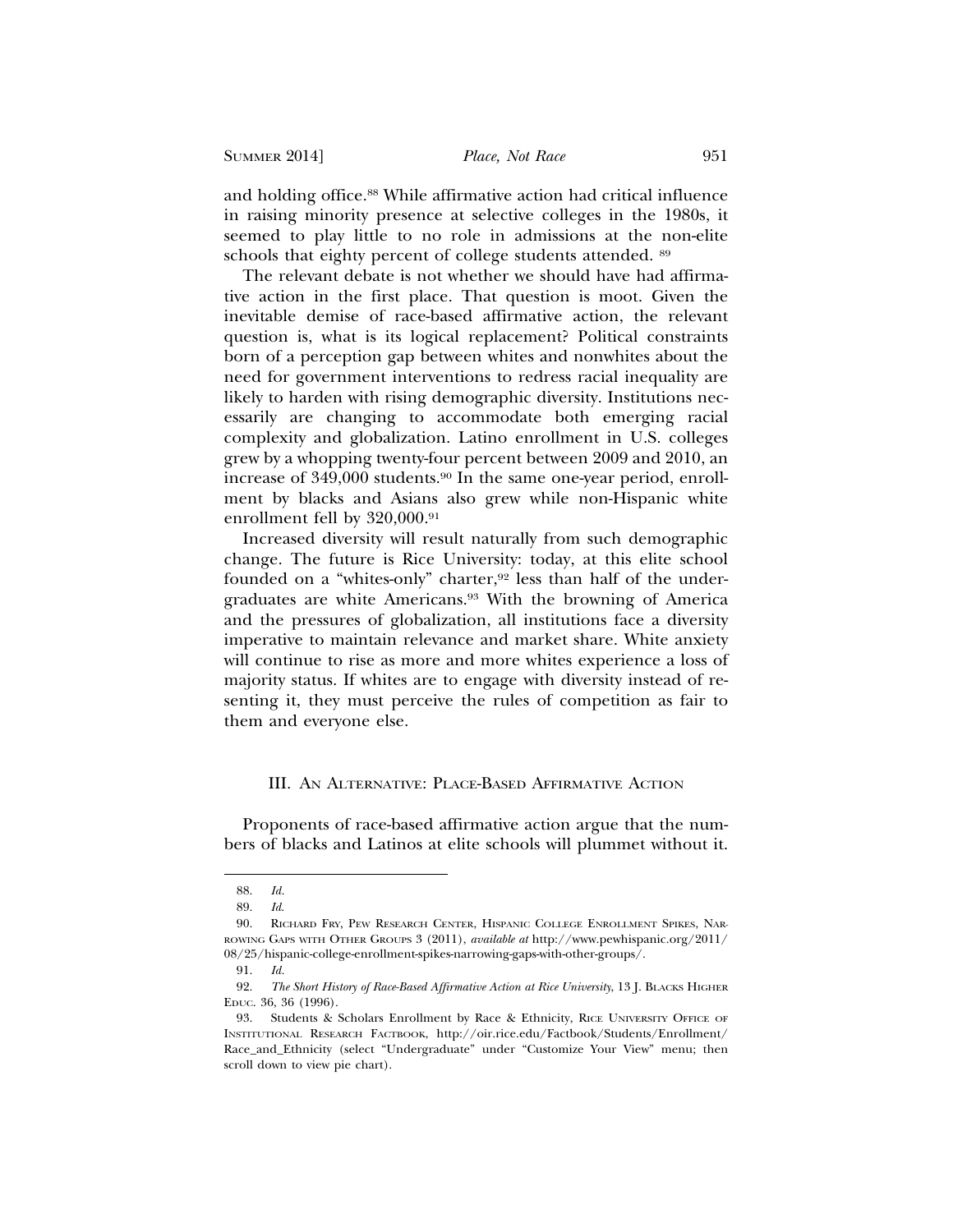and holding office.[88] While affirmative action had critical influence in raising minority presence at selective colleges in the 1980s, it seemed to play little to no role in admissions at the non-elite schools that eighty percent of college students attended. [89]

The relevant debate is not whether we should have had affirmative action in the first place. That question is moot. Given the inevitable demise of race-based affirmative action, the relevant question is, what is its logical replacement? Political constraints born of a perception gap between whites and nonwhites about the need for government interventions to redress racial inequality are likely to harden with rising demographic diversity. Institutions necessarily are changing to accommodate both emerging racial complexity and globalization. Latino enrollment in U.S. colleges grew by a whopping twenty-four percent between 2009 and 2010, an increase of 349,000 students.[90] In the same one-year period, enrollment by blacks and Asians also grew while non-Hispanic white enrollment fell by 320,000.[91]

Increased diversity will result naturally from such demographic change. The future is Rice University: today, at this elite school founded on a "whites-only" charter,[92] less than half of the undergraduates are white Americans.[93] With the browning of America and the pressures of globalization, all institutions face a diversity imperative to maintain relevance and market share. White anxiety will continue to rise as more and more whites experience a loss of majority status. If whites are to engage with diversity instead of resenting it, they must perceive the rules of competition as fair to them and everyone else.

## III. An Alternative: Place-Based Affirmative Action

Proponents of race-based affirmative action argue that the numbers of blacks and Latinos at elite schools will plummet without it.

---

88. *Id.*

89. *Id.*

90. Richard Fry, Pew Research Center, Hispanic College Enrollment Spikes, Narrowing Gaps with Other Groups 3 (2011), *available at* http://www.pewhispanic.org/2011/08/25/hispanic-college-enrollment-spikes-narrowing-gaps-with-other-groups/.

91. *Id.*

92. *The Short History of Race-Based Affirmative Action at Rice University*, 13 J. Blacks Higher Educ. 36, 36 (1996).

93. Students & Scholars Enrollment by Race & Ethnicity, Rice University Office of Institutional Research Factbook, http://oir.rice.edu/Factbook/Students/Enrollment/Race_and_Ethnicity (select "Undergraduate" under "Customize Your View" menu; then scroll down to view pie chart).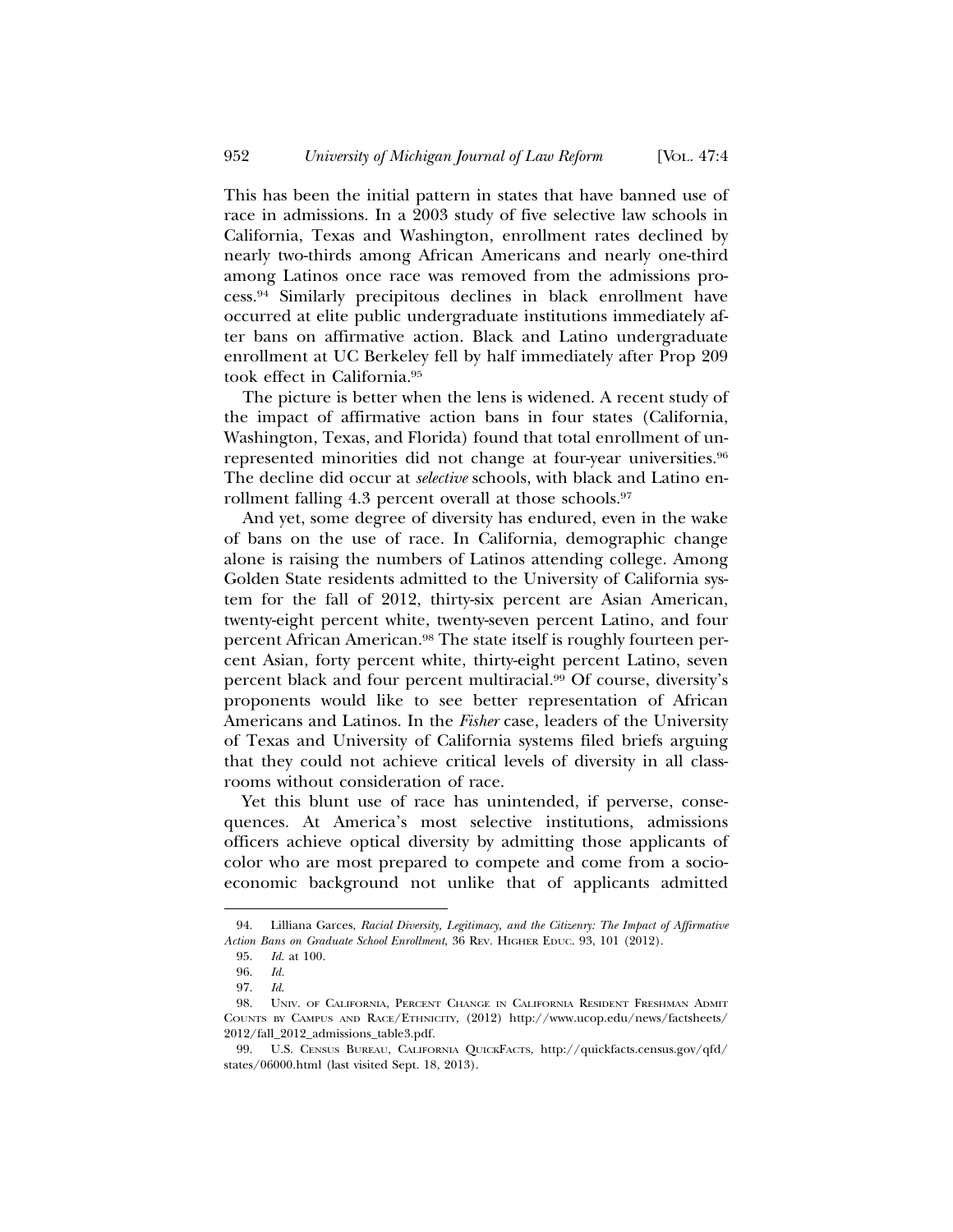This has been the initial pattern in states that have banned use of race in admissions. In a 2003 study of five selective law schools in California, Texas and Washington, enrollment rates declined by nearly two-thirds among African Americans and nearly one-third among Latinos once race was removed from the admissions process.[94] Similarly precipitous declines in black enrollment have occurred at elite public undergraduate institutions immediately after bans on affirmative action. Black and Latino undergraduate enrollment at UC Berkeley fell by half immediately after Prop 209 took effect in California.[95]

The picture is better when the lens is widened. A recent study of the impact of affirmative action bans in four states (California, Washington, Texas, and Florida) found that total enrollment of unrepresented minorities did not change at four-year universities.[96] The decline did occur at *selective* schools, with black and Latino enrollment falling 4.3 percent overall at those schools.[97]

And yet, some degree of diversity has endured, even in the wake of bans on the use of race. In California, demographic change alone is raising the numbers of Latinos attending college. Among Golden State residents admitted to the University of California system for the fall of 2012, thirty-six percent are Asian American, twenty-eight percent white, twenty-seven percent Latino, and four percent African American.[98] The state itself is roughly fourteen percent Asian, forty percent white, thirty-eight percent Latino, seven percent black and four percent multiracial.[99] Of course, diversity's proponents would like to see better representation of African Americans and Latinos. In the *Fisher* case, leaders of the University of Texas and University of California systems filed briefs arguing that they could not achieve critical levels of diversity in all classrooms without consideration of race.

Yet this blunt use of race has unintended, if perverse, consequences. At America's most selective institutions, admissions officers achieve optical diversity by admitting those applicants of color who are most prepared to compete and come from a socioeconomic background not unlike that of applicants admitted

---

94. Lilliana Garces, *Racial Diversity, Legitimacy, and the Citizenry: The Impact of Affirmative Action Bans on Graduate School Enrollment*, 36 Rev. Higher Educ. 93, 101 (2012).

95. *Id.* at 100.

96. *Id.*

97. *Id.*

98. Univ. of California, Percent Change in California Resident Freshman Admit Counts by Campus and Race/Ethnicity, (2012) http://www.ucop.edu/news/factsheets/2012/fall_2012_admissions_table3.pdf.

99. U.S. Census Bureau, California QuickFacts, http://quickfacts.census.gov/qfd/states/06000.html (last visited Sept. 18, 2013).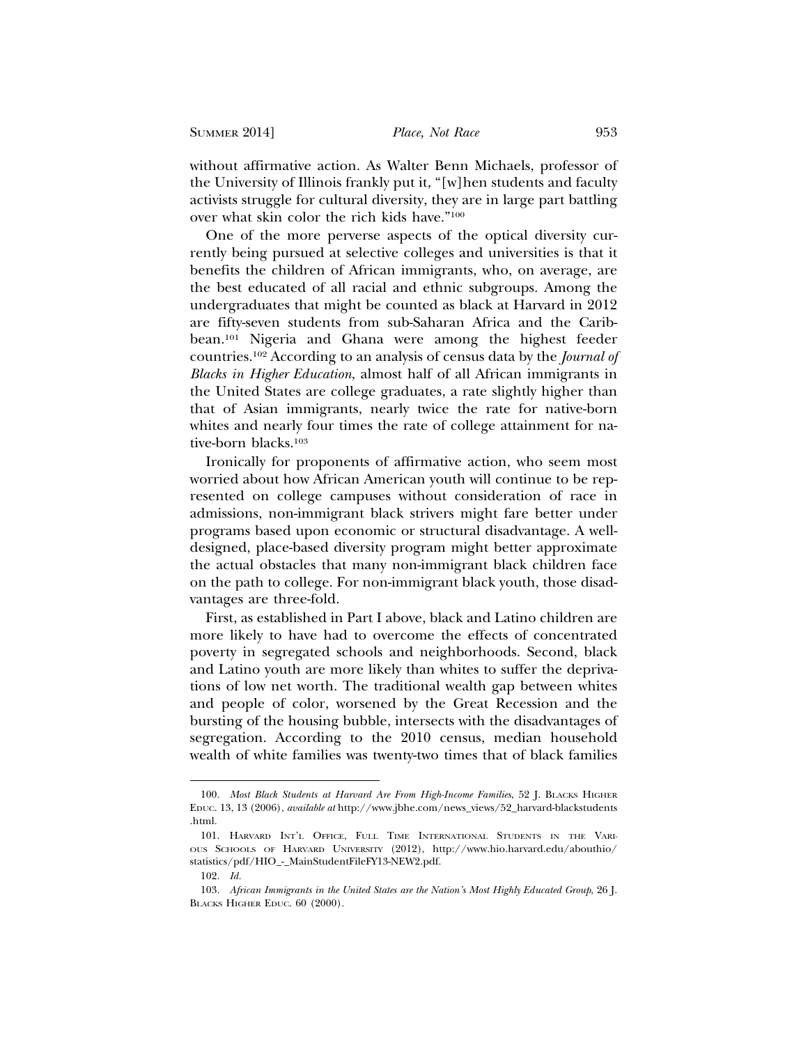without affirmative action. As Walter Benn Michaels, professor of the University of Illinois frankly put it, "[w]hen students and faculty activists struggle for cultural diversity, they are in large part battling over what skin color the rich kids have."[100]

One of the more perverse aspects of the optical diversity currently being pursued at selective colleges and universities is that it benefits the children of African immigrants, who, on average, are the best educated of all racial and ethnic subgroups. Among the undergraduates that might be counted as black at Harvard in 2012 are fifty-seven students from sub-Saharan Africa and the Caribbean.[101] Nigeria and Ghana were among the highest feeder countries.[102] According to an analysis of census data by the *Journal of Blacks in Higher Education*, almost half of all African immigrants in the United States are college graduates, a rate slightly higher than that of Asian immigrants, nearly twice the rate for native-born whites and nearly four times the rate of college attainment for native-born blacks.[103]

Ironically for proponents of affirmative action, who seem most worried about how African American youth will continue to be represented on college campuses without consideration of race in admissions, non-immigrant black strivers might fare better under programs based upon economic or structural disadvantage. A well-designed, place-based diversity program might better approximate the actual obstacles that many non-immigrant black children face on the path to college. For non-immigrant black youth, those disadvantages are three-fold.

First, as established in Part I above, black and Latino children are more likely to have had to overcome the effects of concentrated poverty in segregated schools and neighborhoods. Second, black and Latino youth are more likely than whites to suffer the deprivations of low net worth. The traditional wealth gap between whites and people of color, worsened by the Great Recession and the bursting of the housing bubble, intersects with the disadvantages of segregation. According to the 2010 census, median household wealth of white families was twenty-two times that of black families

---

100. *Most Black Students at Harvard Are From High-Income Families*, 52 J. Blacks Higher Educ. 13, 13 (2006), *available at* http://www.jbhe.com/news_views/52_harvard-blackstudents.html.

101. Harvard Int'l Office, Full Time International Students in the Various Schools of Harvard University (2012), http://www.hio.harvard.edu/abouthio/statistics/pdf/HIO_-_MainStudentFileFY13-NEW2.pdf.

102. *Id.*

103. *African Immigrants in the United States are the Nation's Most Highly Educated Group*, 26 J. Blacks Higher Educ. 60 (2000).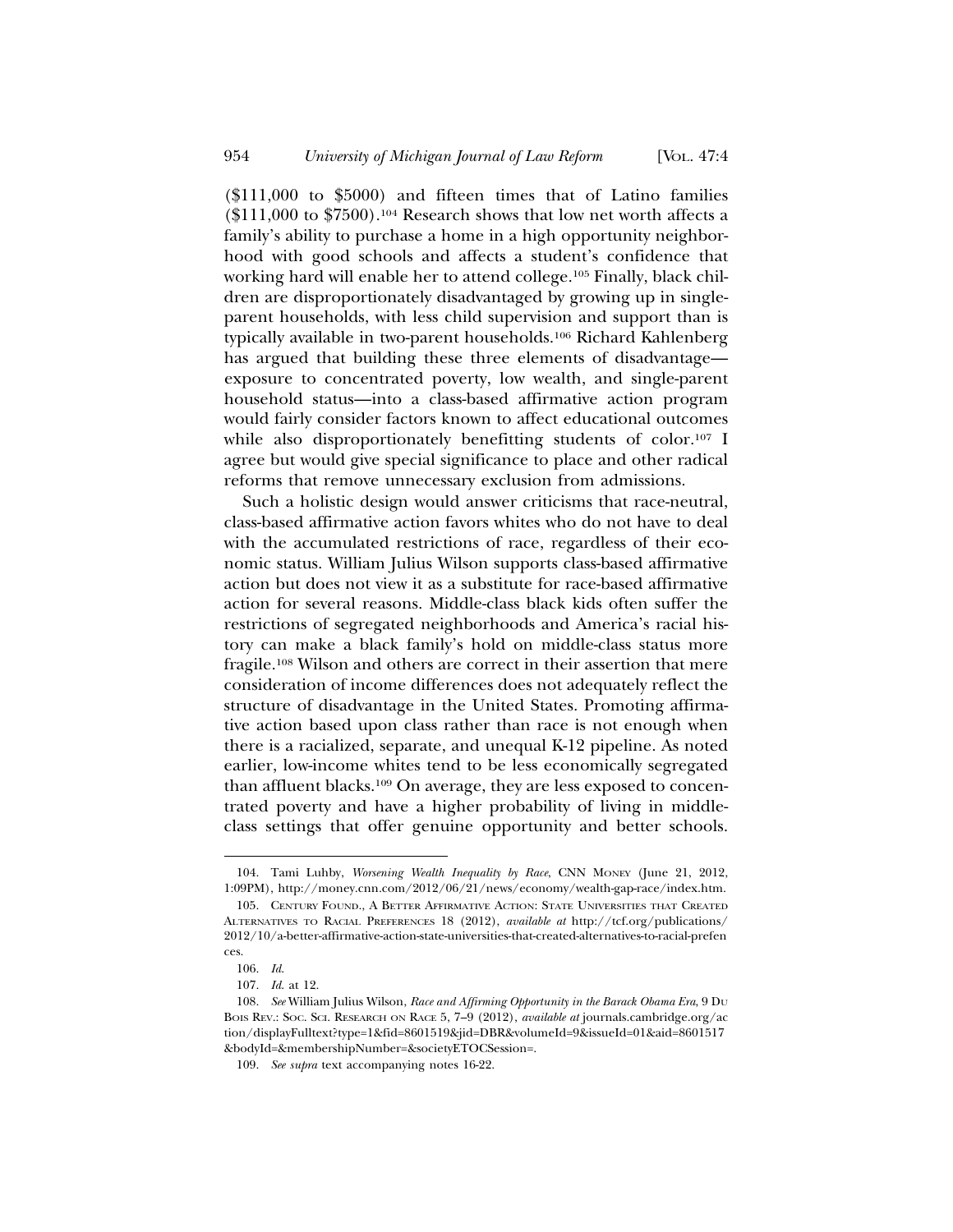($111,000 to $5000) and fifteen times that of Latino families ($111,000 to $7500).[104] Research shows that low net worth affects a family's ability to purchase a home in a high opportunity neighborhood with good schools and affects a student's confidence that working hard will enable her to attend college.[105] Finally, black children are disproportionately disadvantaged by growing up in single-parent households, with less child supervision and support than is typically available in two-parent households.[106] Richard Kahlenberg has argued that building these three elements of disadvantage—exposure to concentrated poverty, low wealth, and single-parent household status—into a class-based affirmative action program would fairly consider factors known to affect educational outcomes while also disproportionately benefitting students of color.[107] I agree but would give special significance to place and other radical reforms that remove unnecessary exclusion from admissions.

Such a holistic design would answer criticisms that race-neutral, class-based affirmative action favors whites who do not have to deal with the accumulated restrictions of race, regardless of their economic status. William Julius Wilson supports class-based affirmative action but does not view it as a substitute for race-based affirmative action for several reasons. Middle-class black kids often suffer the restrictions of segregated neighborhoods and America's racial history can make a black family's hold on middle-class status more fragile.[108] Wilson and others are correct in their assertion that mere consideration of income differences does not adequately reflect the structure of disadvantage in the United States. Promoting affirmative action based upon class rather than race is not enough when there is a racialized, separate, and unequal K-12 pipeline. As noted earlier, low-income whites tend to be less economically segregated than affluent blacks.[109] On average, they are less exposed to concentrated poverty and have a higher probability of living in middle-class settings that offer genuine opportunity and better schools.

---

104. Tami Luhby, *Worsening Wealth Inequality by Race*, CNN MONEY (June 21, 2012, 1:09PM), http://money.cnn.com/2012/06/21/news/economy/wealth-gap-race/index.htm.

105. CENTURY FOUND., A BETTER AFFIRMATIVE ACTION: STATE UNIVERSITIES THAT CREATED ALTERNATIVES TO RACIAL PREFERENCES 18 (2012), *available at* http://tcf.org/publications/2012/10/a-better-affirmative-action-state-universities-that-created-alternatives-to-racial-preferences.

106. *Id.*

107. *Id.* at 12.

108. *See* William Julius Wilson, *Race and Affirming Opportunity in the Barack Obama Era*, 9 DU BOIS REV.: SOC. SCI. RESEARCH ON RACE 5, 7–9 (2012), *available at* journals.cambridge.org/action/displayFulltext?type=1&fid=8601519&jid=DBR&volumeId=9&issueId=01&aid=8601517&bodyId=&membershipNumber=&societyETOCSession=.

109. *See supra* text accompanying notes 16-22.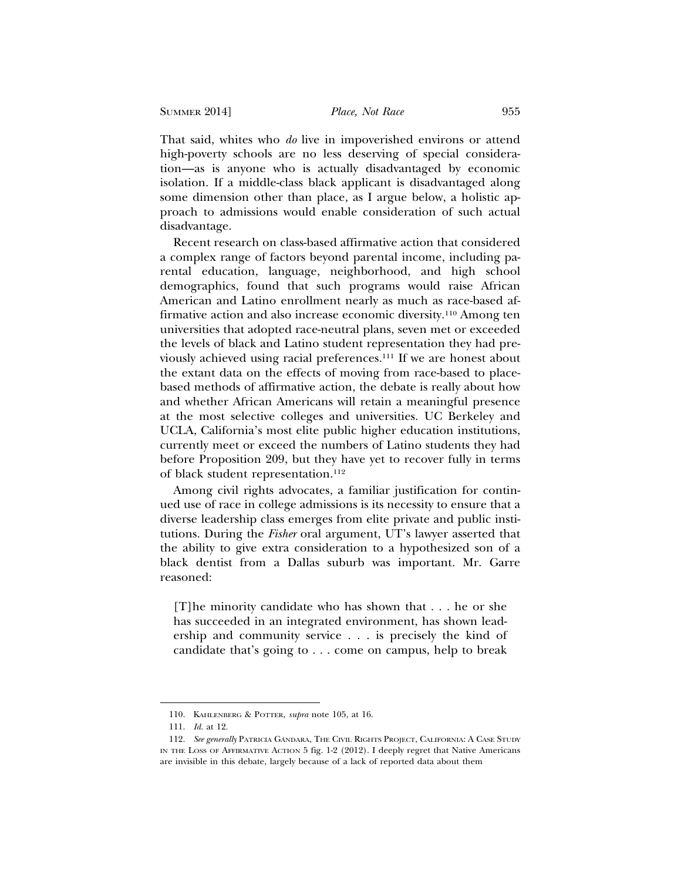That said, whites who *do* live in impoverished environs or attend high-poverty schools are no less deserving of special consideration—as is anyone who is actually disadvantaged by economic isolation. If a middle-class black applicant is disadvantaged along some dimension other than place, as I argue below, a holistic approach to admissions would enable consideration of such actual disadvantage.

Recent research on class-based affirmative action that considered a complex range of factors beyond parental income, including parental education, language, neighborhood, and high school demographics, found that such programs would raise African American and Latino enrollment nearly as much as race-based affirmative action and also increase economic diversity.[110] Among ten universities that adopted race-neutral plans, seven met or exceeded the levels of black and Latino student representation they had previously achieved using racial preferences.[111] If we are honest about the extant data on the effects of moving from race-based to place-based methods of affirmative action, the debate is really about how and whether African Americans will retain a meaningful presence at the most selective colleges and universities. UC Berkeley and UCLA, California's most elite public higher education institutions, currently meet or exceed the numbers of Latino students they had before Proposition 209, but they have yet to recover fully in terms of black student representation.[112]

Among civil rights advocates, a familiar justification for continued use of race in college admissions is its necessity to ensure that a diverse leadership class emerges from elite private and public institutions. During the *Fisher* oral argument, UT's lawyer asserted that the ability to give extra consideration to a hypothesized son of a black dentist from a Dallas suburb was important. Mr. Garre reasoned:

> [T]he minority candidate who has shown that . . . he or she has succeeded in an integrated environment, has shown leadership and community service . . . is precisely the kind of candidate that's going to . . . come on campus, help to break

---

110. KAHLENBERG & POTTER, *supra* note 105, at 16.

111. *Id.* at 12.

112. *See generally* PATRICIA GÁNDARA, THE CIVIL RIGHTS PROJECT, CALIFORNIA: A CASE STUDY IN THE LOSS OF AFFIRMATIVE ACTION 5 fig. 1-2 (2012). I deeply regret that Native Americans are invisible in this debate, largely because of a lack of reported data about them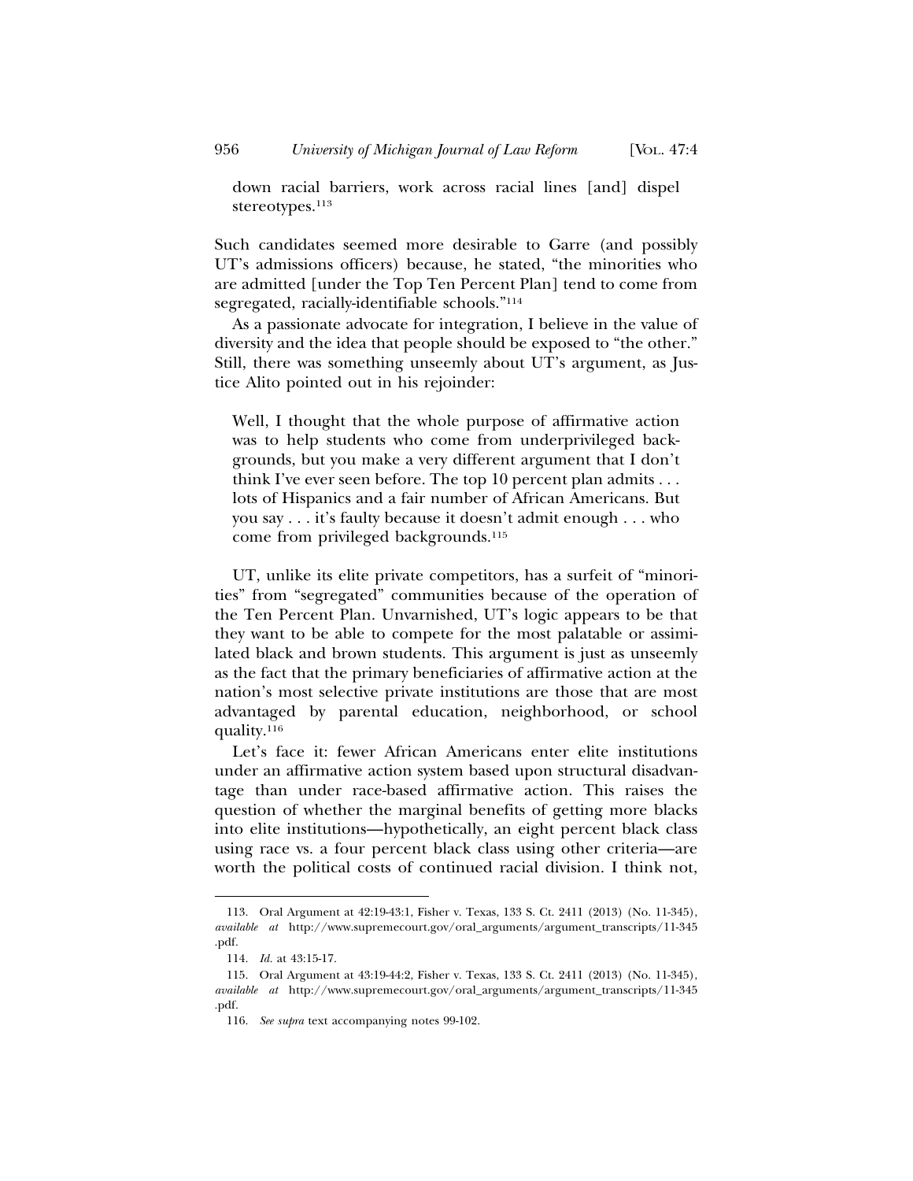> down racial barriers, work across racial lines [and] dispel stereotypes.[113]

Such candidates seemed more desirable to Garre (and possibly UT's admissions officers) because, he stated, "the minorities who are admitted [under the Top Ten Percent Plan] tend to come from segregated, racially-identifiable schools."[114]

As a passionate advocate for integration, I believe in the value of diversity and the idea that people should be exposed to "the other." Still, there was something unseemly about UT's argument, as Justice Alito pointed out in his rejoinder:

> Well, I thought that the whole purpose of affirmative action was to help students who come from underprivileged backgrounds, but you make a very different argument that I don't think I've ever seen before. The top 10 percent plan admits . . . lots of Hispanics and a fair number of African Americans. But you say . . . it's faulty because it doesn't admit enough . . . who come from privileged backgrounds.[115]

UT, unlike its elite private competitors, has a surfeit of "minorities" from "segregated" communities because of the operation of the Ten Percent Plan. Unvarnished, UT's logic appears to be that they want to be able to compete for the most palatable or assimilated black and brown students. This argument is just as unseemly as the fact that the primary beneficiaries of affirmative action at the nation's most selective private institutions are those that are most advantaged by parental education, neighborhood, or school quality.[116]

Let's face it: fewer African Americans enter elite institutions under an affirmative action system based upon structural disadvantage than under race-based affirmative action. This raises the question of whether the marginal benefits of getting more blacks into elite institutions—hypothetically, an eight percent black class using race vs. a four percent black class using other criteria—are worth the political costs of continued racial division. I think not,

---

113. Oral Argument at 42:19-43:1, Fisher v. Texas, 133 S. Ct. 2411 (2013) (No. 11-345), *available at* http://www.supremecourt.gov/oral_arguments/argument_transcripts/11-345.pdf.

114. *Id.* at 43:15-17.

115. Oral Argument at 43:19-44:2, Fisher v. Texas, 133 S. Ct. 2411 (2013) (No. 11-345), *available at* http://www.supremecourt.gov/oral_arguments/argument_transcripts/11-345.pdf.

116. *See supra* text accompanying notes 99-102.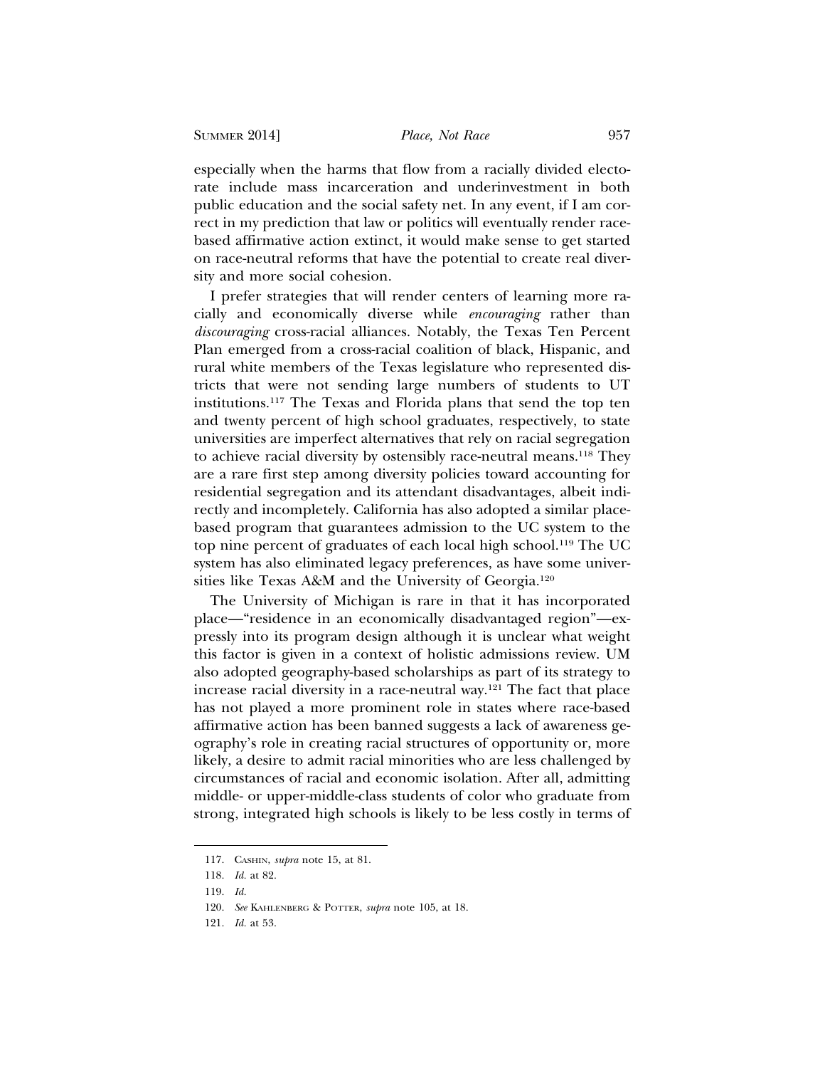especially when the harms that flow from a racially divided electorate include mass incarceration and underinvestment in both public education and the social safety net. In any event, if I am correct in my prediction that law or politics will eventually render race-based affirmative action extinct, it would make sense to get started on race-neutral reforms that have the potential to create real diversity and more social cohesion.

I prefer strategies that will render centers of learning more racially and economically diverse while *encouraging* rather than *discouraging* cross-racial alliances. Notably, the Texas Ten Percent Plan emerged from a cross-racial coalition of black, Hispanic, and rural white members of the Texas legislature who represented districts that were not sending large numbers of students to UT institutions.[117] The Texas and Florida plans that send the top ten and twenty percent of high school graduates, respectively, to state universities are imperfect alternatives that rely on racial segregation to achieve racial diversity by ostensibly race-neutral means.[118] They are a rare first step among diversity policies toward accounting for residential segregation and its attendant disadvantages, albeit indirectly and incompletely. California has also adopted a similar place-based program that guarantees admission to the UC system to the top nine percent of graduates of each local high school.[119] The UC system has also eliminated legacy preferences, as have some universities like Texas A&M and the University of Georgia.[120]

The University of Michigan is rare in that it has incorporated place—"residence in an economically disadvantaged region"—expressly into its program design although it is unclear what weight this factor is given in a context of holistic admissions review. UM also adopted geography-based scholarships as part of its strategy to increase racial diversity in a race-neutral way.[121] The fact that place has not played a more prominent role in states where race-based affirmative action has been banned suggests a lack of awareness geography's role in creating racial structures of opportunity or, more likely, a desire to admit racial minorities who are less challenged by circumstances of racial and economic isolation. After all, admitting middle- or upper-middle-class students of color who graduate from strong, integrated high schools is likely to be less costly in terms of

---

117. Cashin, *supra* note 15, at 81.

118. *Id.* at 82.

119. *Id.*

120. *See* Kahlenberg & Potter, *supra* note 105, at 18.

121. *Id.* at 53.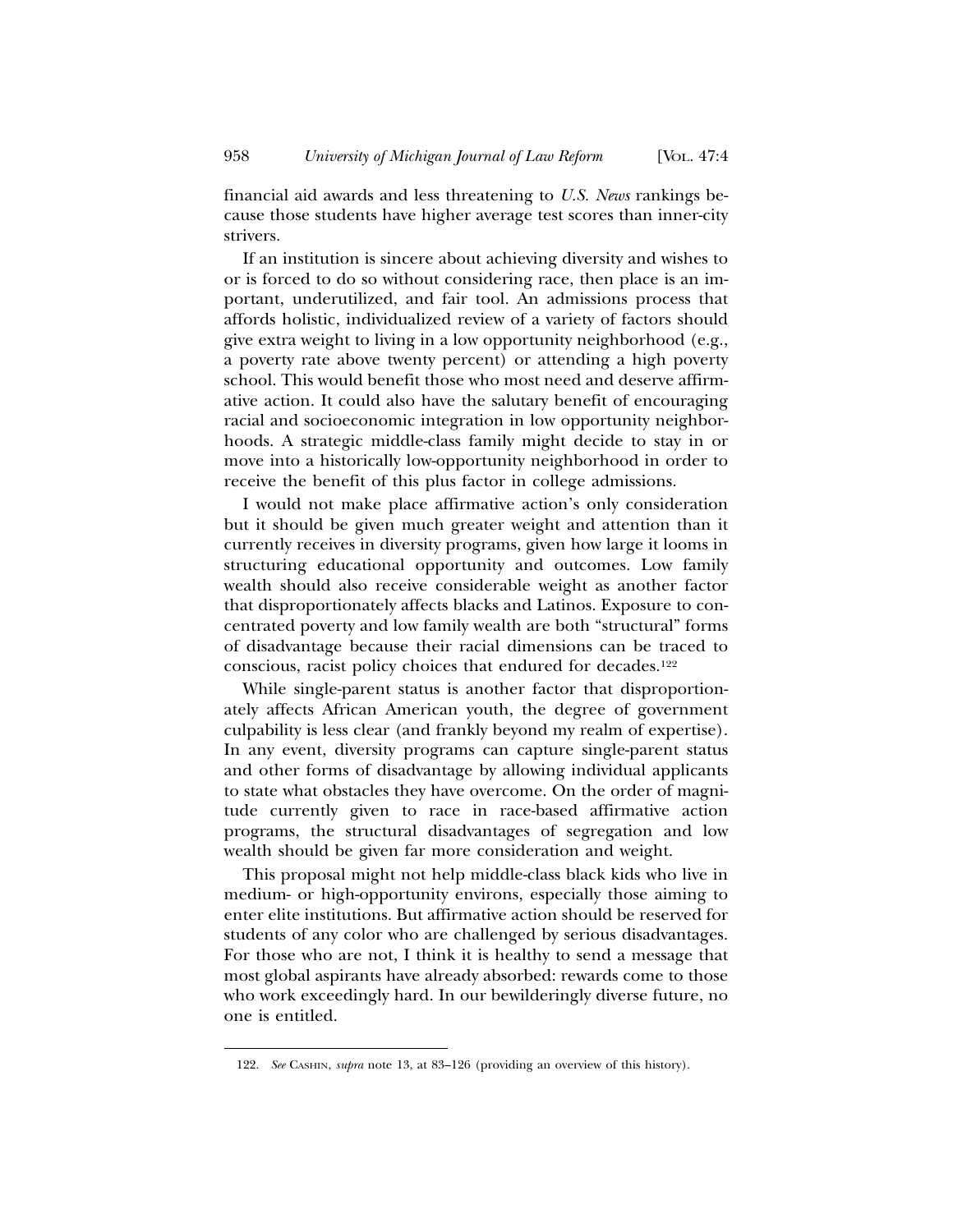financial aid awards and less threatening to *U.S. News* rankings because those students have higher average test scores than inner-city strivers.

If an institution is sincere about achieving diversity and wishes to or is forced to do so without considering race, then place is an important, underutilized, and fair tool. An admissions process that affords holistic, individualized review of a variety of factors should give extra weight to living in a low opportunity neighborhood (e.g., a poverty rate above twenty percent) or attending a high poverty school. This would benefit those who most need and deserve affirmative action. It could also have the salutary benefit of encouraging racial and socioeconomic integration in low opportunity neighborhoods. A strategic middle-class family might decide to stay in or move into a historically low-opportunity neighborhood in order to receive the benefit of this plus factor in college admissions.

I would not make place affirmative action's only consideration but it should be given much greater weight and attention than it currently receives in diversity programs, given how large it looms in structuring educational opportunity and outcomes. Low family wealth should also receive considerable weight as another factor that disproportionately affects blacks and Latinos. Exposure to concentrated poverty and low family wealth are both "structural" forms of disadvantage because their racial dimensions can be traced to conscious, racist policy choices that endured for decades.[122]

While single-parent status is another factor that disproportionately affects African American youth, the degree of government culpability is less clear (and frankly beyond my realm of expertise). In any event, diversity programs can capture single-parent status and other forms of disadvantage by allowing individual applicants to state what obstacles they have overcome. On the order of magnitude currently given to race in race-based affirmative action programs, the structural disadvantages of segregation and low wealth should be given far more consideration and weight.

This proposal might not help middle-class black kids who live in medium- or high-opportunity environs, especially those aiming to enter elite institutions. But affirmative action should be reserved for students of any color who are challenged by serious disadvantages. For those who are not, I think it is healthy to send a message that most global aspirants have already absorbed: rewards come to those who work exceedingly hard. In our bewilderingly diverse future, no one is entitled.

---

122. *See* CASHIN, *supra* note 13, at 83–126 (providing an overview of this history).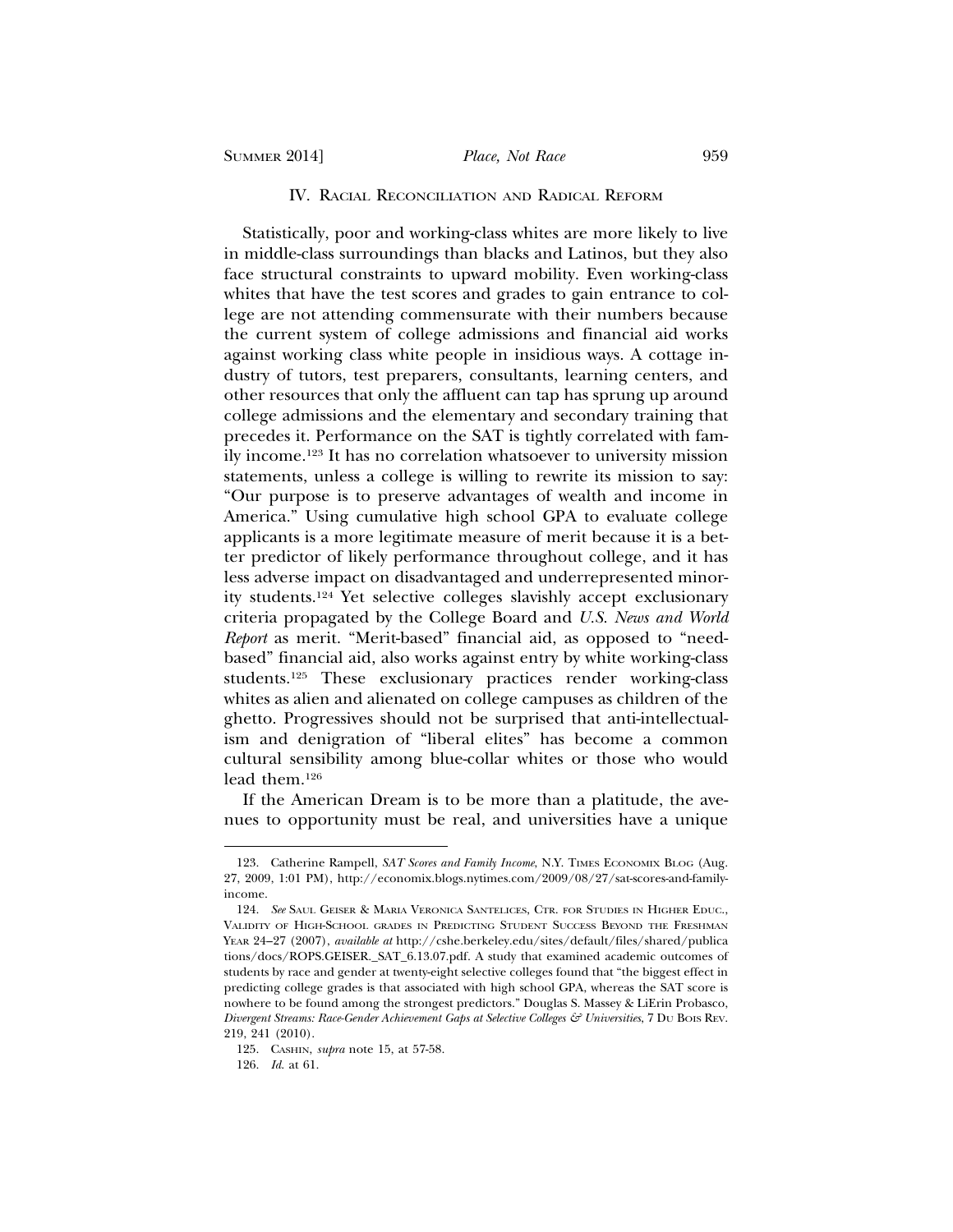## IV. Racial Reconciliation and Radical Reform

Statistically, poor and working-class whites are more likely to live in middle-class surroundings than blacks and Latinos, but they also face structural constraints to upward mobility. Even working-class whites that have the test scores and grades to gain entrance to college are not attending commensurate with their numbers because the current system of college admissions and financial aid works against working class white people in insidious ways. A cottage industry of tutors, test preparers, consultants, learning centers, and other resources that only the affluent can tap has sprung up around college admissions and the elementary and secondary training that precedes it. Performance on the SAT is tightly correlated with family income.[123] It has no correlation whatsoever to university mission statements, unless a college is willing to rewrite its mission to say: "Our purpose is to preserve advantages of wealth and income in America." Using cumulative high school GPA to evaluate college applicants is a more legitimate measure of merit because it is a better predictor of likely performance throughout college, and it has less adverse impact on disadvantaged and underrepresented minority students.[124] Yet selective colleges slavishly accept exclusionary criteria propagated by the College Board and *U.S. News and World Report* as merit. "Merit-based" financial aid, as opposed to "need-based" financial aid, also works against entry by white working-class students.[125] These exclusionary practices render working-class whites as alien and alienated on college campuses as children of the ghetto. Progressives should not be surprised that anti-intellectualism and denigration of "liberal elites" has become a common cultural sensibility among blue-collar whites or those who would lead them.[126]

If the American Dream is to be more than a platitude, the avenues to opportunity must be real, and universities have a unique

---

123. Catherine Rampell, *SAT Scores and Family Income*, N.Y. Times Economix Blog (Aug. 27, 2009, 1:01 PM), http://economix.blogs.nytimes.com/2009/08/27/sat-scores-and-family-income.

124. *See* Saul Geiser & Maria Veronica Santelices, Ctr. for Studies in Higher Educ., Validity of High-School Grades in Predicting Student Success Beyond the Freshman Year 24–27 (2007), *available at* http://cshe.berkeley.edu/sites/default/files/shared/publications/docs/ROPS.GEISER._SAT_6.13.07.pdf. A study that examined academic outcomes of students by race and gender at twenty-eight selective colleges found that "the biggest effect in predicting college grades is that associated with high school GPA, whereas the SAT score is nowhere to be found among the strongest predictors." Douglas S. Massey & LiErin Probasco, *Divergent Streams: Race-Gender Achievement Gaps at Selective Colleges & Universities*, 7 Du Bois Rev. 219, 241 (2010).

125. Cashin, *supra* note 15, at 57-58.

126. *Id.* at 61.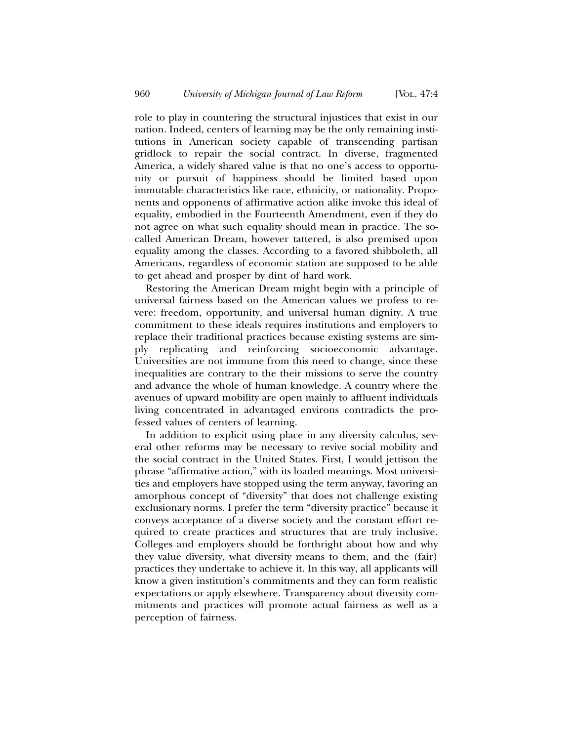role to play in countering the structural injustices that exist in our nation. Indeed, centers of learning may be the only remaining institutions in American society capable of transcending partisan gridlock to repair the social contract. In diverse, fragmented America, a widely shared value is that no one's access to opportunity or pursuit of happiness should be limited based upon immutable characteristics like race, ethnicity, or nationality. Proponents and opponents of affirmative action alike invoke this ideal of equality, embodied in the Fourteenth Amendment, even if they do not agree on what such equality should mean in practice. The so-called American Dream, however tattered, is also premised upon equality among the classes. According to a favored shibboleth, all Americans, regardless of economic station are supposed to be able to get ahead and prosper by dint of hard work.

Restoring the American Dream might begin with a principle of universal fairness based on the American values we profess to revere: freedom, opportunity, and universal human dignity. A true commitment to these ideals requires institutions and employers to replace their traditional practices because existing systems are simply replicating and reinforcing socioeconomic advantage. Universities are not immune from this need to change, since these inequalities are contrary to the their missions to serve the country and advance the whole of human knowledge. A country where the avenues of upward mobility are open mainly to affluent individuals living concentrated in advantaged environs contradicts the professed values of centers of learning.

In addition to explicit using place in any diversity calculus, several other reforms may be necessary to revive social mobility and the social contract in the United States. First, I would jettison the phrase "affirmative action," with its loaded meanings. Most universities and employers have stopped using the term anyway, favoring an amorphous concept of "diversity" that does not challenge existing exclusionary norms. I prefer the term "diversity practice" because it conveys acceptance of a diverse society and the constant effort required to create practices and structures that are truly inclusive. Colleges and employers should be forthright about how and why they value diversity, what diversity means to them, and the (fair) practices they undertake to achieve it. In this way, all applicants will know a given institution's commitments and they can form realistic expectations or apply elsewhere. Transparency about diversity commitments and practices will promote actual fairness as well as a perception of fairness.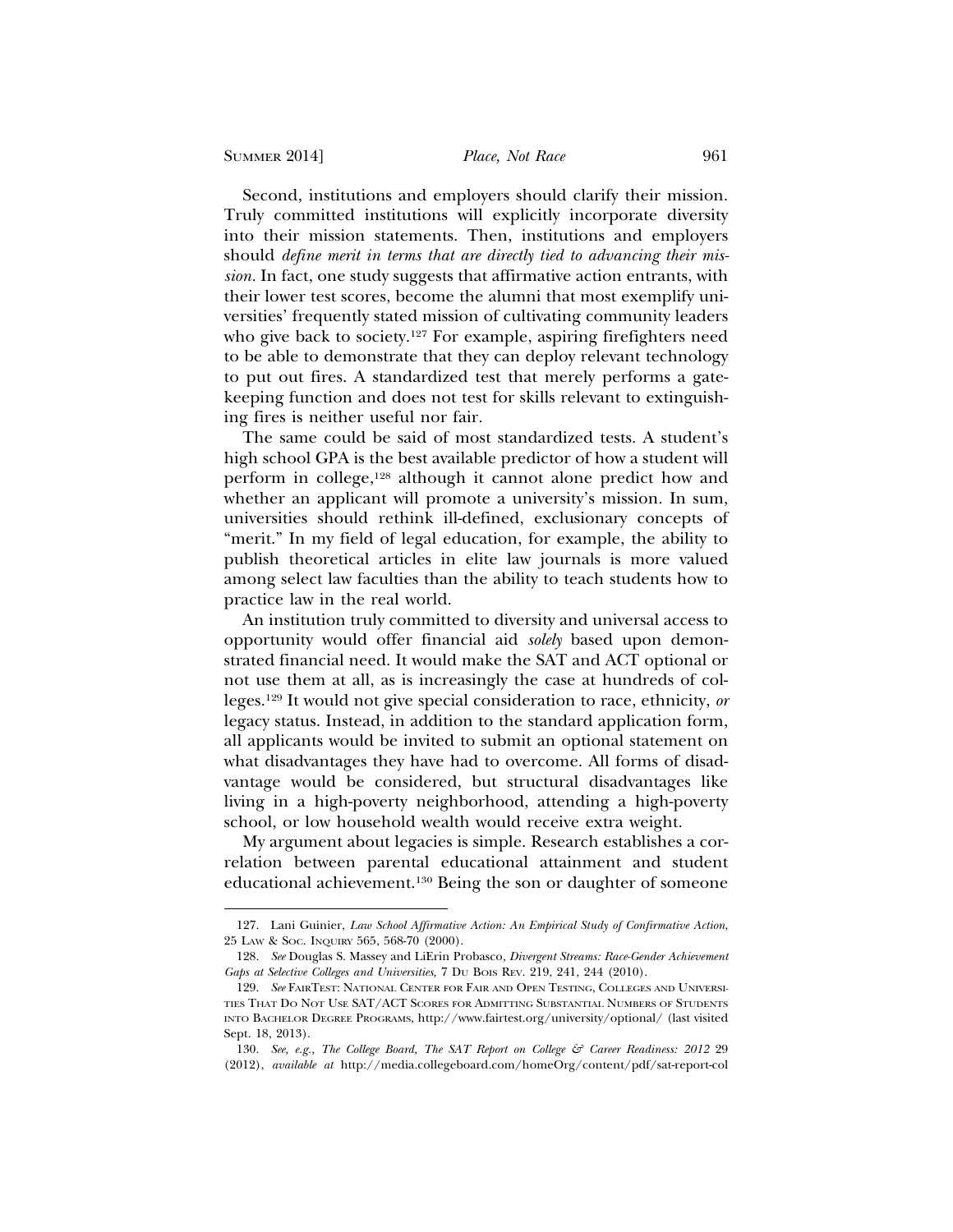Second, institutions and employers should clarify their mission. Truly committed institutions will explicitly incorporate diversity into their mission statements. Then, institutions and employers should *define merit in terms that are directly tied to advancing their mission*. In fact, one study suggests that affirmative action entrants, with their lower test scores, become the alumni that most exemplify universities' frequently stated mission of cultivating community leaders who give back to society.[127] For example, aspiring firefighters need to be able to demonstrate that they can deploy relevant technology to put out fires. A standardized test that merely performs a gatekeeping function and does not test for skills relevant to extinguishing fires is neither useful nor fair.

The same could be said of most standardized tests. A student's high school GPA is the best available predictor of how a student will perform in college,[128] although it cannot alone predict how and whether an applicant will promote a university's mission. In sum, universities should rethink ill-defined, exclusionary concepts of "merit." In my field of legal education, for example, the ability to publish theoretical articles in elite law journals is more valued among select law faculties than the ability to teach students how to practice law in the real world.

An institution truly committed to diversity and universal access to opportunity would offer financial aid *solely* based upon demonstrated financial need. It would make the SAT and ACT optional or not use them at all, as is increasingly the case at hundreds of colleges.[129] It would not give special consideration to race, ethnicity, *or* legacy status. Instead, in addition to the standard application form, all applicants would be invited to submit an optional statement on what disadvantages they have had to overcome. All forms of disadvantage would be considered, but structural disadvantages like living in a high-poverty neighborhood, attending a high-poverty school, or low household wealth would receive extra weight.

My argument about legacies is simple. Research establishes a correlation between parental educational attainment and student educational achievement.[130] Being the son or daughter of someone

---

127. Lani Guinier, *Law School Affirmative Action: An Empirical Study of Confirmative Action*, 25 LAW & SOC. INQUIRY 565, 568-70 (2000).

128. *See* Douglas S. Massey and LiErin Probasco, *Divergent Streams: Race-Gender Achievement Gaps at Selective Colleges and Universities*, 7 DU BOIS REV. 219, 241, 244 (2010).

129. *See* FAIRTEST: NATIONAL CENTER FOR FAIR AND OPEN TESTING, COLLEGES AND UNIVERSITIES THAT DO NOT USE SAT/ACT SCORES FOR ADMITTING SUBSTANTIAL NUMBERS OF STUDENTS INTO BACHELOR DEGREE PROGRAMS, http://www.fairtest.org/university/optional/ (last visited Sept. 18, 2013).

130. *See, e.g., The College Board, The SAT Report on College & Career Readiness: 2012* 29 (2012), *available at* http://media.collegeboard.com/homeOrg/content/pdf/sat-report-col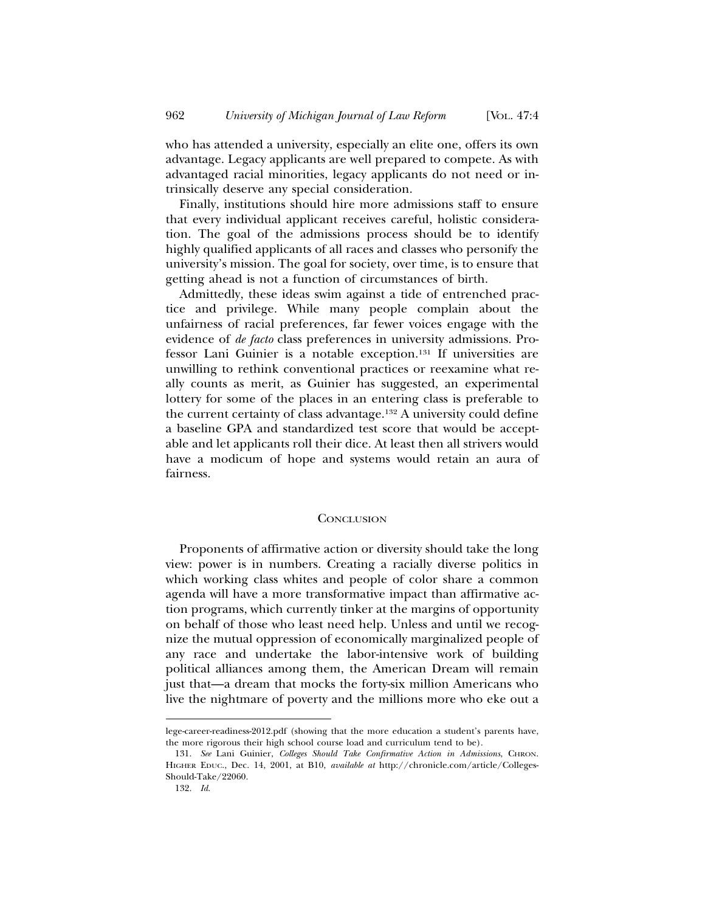who has attended a university, especially an elite one, offers its own advantage. Legacy applicants are well prepared to compete. As with advantaged racial minorities, legacy applicants do not need or intrinsically deserve any special consideration.

Finally, institutions should hire more admissions staff to ensure that every individual applicant receives careful, holistic consideration. The goal of the admissions process should be to identify highly qualified applicants of all races and classes who personify the university's mission. The goal for society, over time, is to ensure that getting ahead is not a function of circumstances of birth.

Admittedly, these ideas swim against a tide of entrenched practice and privilege. While many people complain about the unfairness of racial preferences, far fewer voices engage with the evidence of *de facto* class preferences in university admissions. Professor Lani Guinier is a notable exception.[131] If universities are unwilling to rethink conventional practices or reexamine what really counts as merit, as Guinier has suggested, an experimental lottery for some of the places in an entering class is preferable to the current certainty of class advantage.[132] A university could define a baseline GPA and standardized test score that would be acceptable and let applicants roll their dice. At least then all strivers would have a modicum of hope and systems would retain an aura of fairness.

## Conclusion

Proponents of affirmative action or diversity should take the long view: power is in numbers. Creating a racially diverse politics in which working class whites and people of color share a common agenda will have a more transformative impact than affirmative action programs, which currently tinker at the margins of opportunity on behalf of those who least need help. Unless and until we recognize the mutual oppression of economically marginalized people of any race and undertake the labor-intensive work of building political alliances among them, the American Dream will remain just that—a dream that mocks the forty-six million Americans who live the nightmare of poverty and the millions more who eke out a

---

lege-career-readiness-2012.pdf (showing that the more education a student's parents have, the more rigorous their high school course load and curriculum tend to be).

131. *See* Lani Guinier, *Colleges Should Take Confirmative Action in Admissions*, CHRON. HIGHER EDUC., Dec. 14, 2001, at B10, *available at* http://chronicle.com/article/Colleges-Should-Take/22060.

132. *Id.*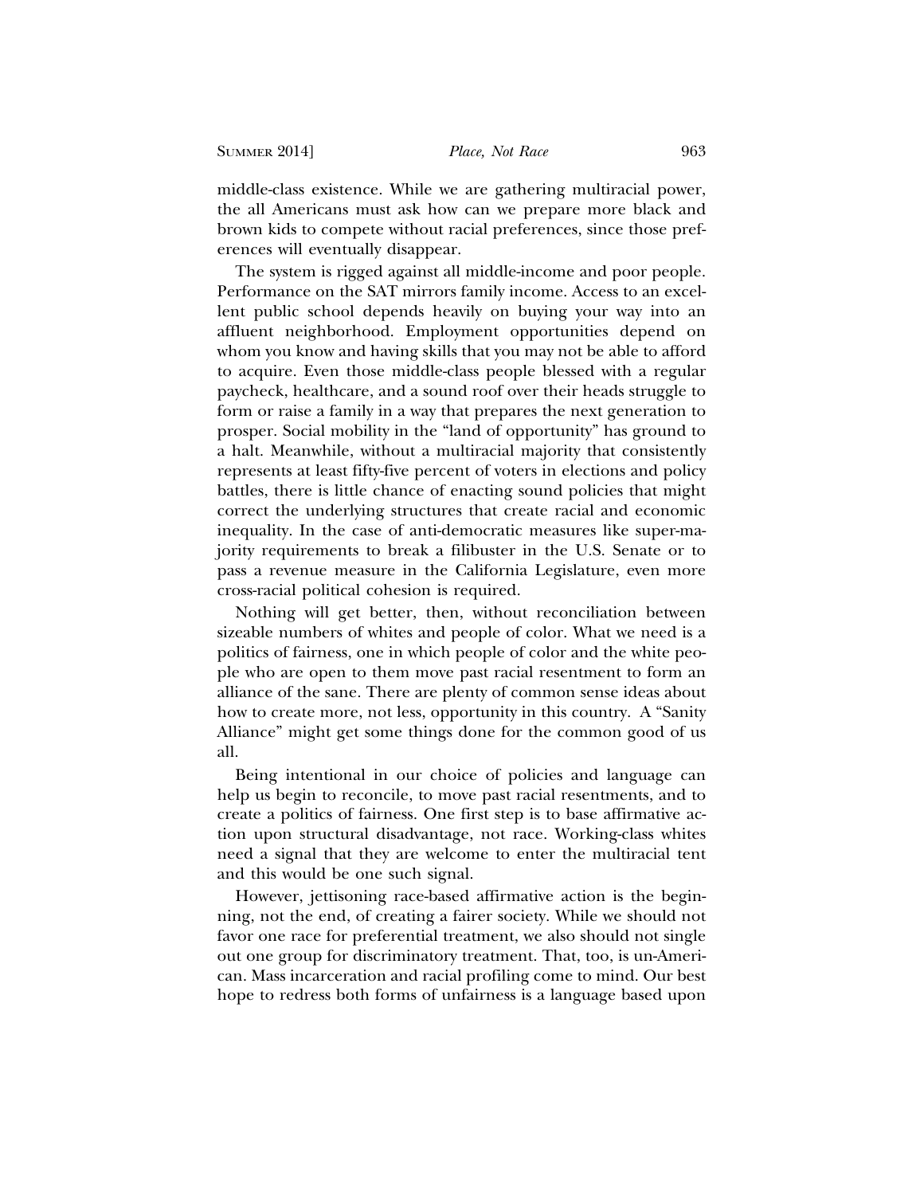middle-class existence. While we are gathering multiracial power, the all Americans must ask how can we prepare more black and brown kids to compete without racial preferences, since those preferences will eventually disappear.

The system is rigged against all middle-income and poor people. Performance on the SAT mirrors family income. Access to an excellent public school depends heavily on buying your way into an affluent neighborhood. Employment opportunities depend on whom you know and having skills that you may not be able to afford to acquire. Even those middle-class people blessed with a regular paycheck, healthcare, and a sound roof over their heads struggle to form or raise a family in a way that prepares the next generation to prosper. Social mobility in the "land of opportunity" has ground to a halt. Meanwhile, without a multiracial majority that consistently represents at least fifty-five percent of voters in elections and policy battles, there is little chance of enacting sound policies that might correct the underlying structures that create racial and economic inequality. In the case of anti-democratic measures like super-majority requirements to break a filibuster in the U.S. Senate or to pass a revenue measure in the California Legislature, even more cross-racial political cohesion is required.

Nothing will get better, then, without reconciliation between sizeable numbers of whites and people of color. What we need is a politics of fairness, one in which people of color and the white people who are open to them move past racial resentment to form an alliance of the sane. There are plenty of common sense ideas about how to create more, not less, opportunity in this country. A "Sanity Alliance" might get some things done for the common good of us all.

Being intentional in our choice of policies and language can help us begin to reconcile, to move past racial resentments, and to create a politics of fairness. One first step is to base affirmative action upon structural disadvantage, not race. Working-class whites need a signal that they are welcome to enter the multiracial tent and this would be one such signal.

However, jettisoning race-based affirmative action is the beginning, not the end, of creating a fairer society. While we should not favor one race for preferential treatment, we also should not single out one group for discriminatory treatment. That, too, is un-American. Mass incarceration and racial profiling come to mind. Our best hope to redress both forms of unfairness is a language based upon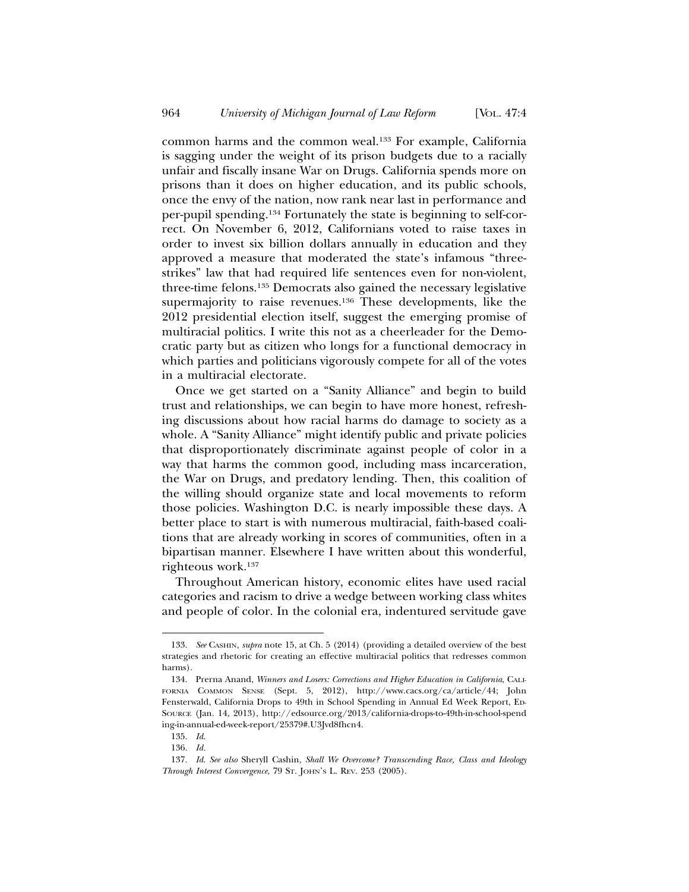common harms and the common weal.[133] For example, California is sagging under the weight of its prison budgets due to a racially unfair and fiscally insane War on Drugs. California spends more on prisons than it does on higher education, and its public schools, once the envy of the nation, now rank near last in performance and per-pupil spending.[134] Fortunately the state is beginning to self-correct. On November 6, 2012, Californians voted to raise taxes in order to invest six billion dollars annually in education and they approved a measure that moderated the state's infamous "three-strikes" law that had required life sentences even for non-violent, three-time felons.[135] Democrats also gained the necessary legislative supermajority to raise revenues.[136] These developments, like the 2012 presidential election itself, suggest the emerging promise of multiracial politics. I write this not as a cheerleader for the Democratic party but as citizen who longs for a functional democracy in which parties and politicians vigorously compete for all of the votes in a multiracial electorate.

Once we get started on a "Sanity Alliance" and begin to build trust and relationships, we can begin to have more honest, refreshing discussions about how racial harms do damage to society as a whole. A "Sanity Alliance" might identify public and private policies that disproportionately discriminate against people of color in a way that harms the common good, including mass incarceration, the War on Drugs, and predatory lending. Then, this coalition of the willing should organize state and local movements to reform those policies. Washington D.C. is nearly impossible these days. A better place to start is with numerous multiracial, faith-based coalitions that are already working in scores of communities, often in a bipartisan manner. Elsewhere I have written about this wonderful, righteous work.[137]

Throughout American history, economic elites have used racial categories and racism to drive a wedge between working class whites and people of color. In the colonial era, indentured servitude gave

---

133. *See* CASHIN, *supra* note 15, at Ch. 5 (2014) (providing a detailed overview of the best strategies and rhetoric for creating an effective multiracial politics that redresses common harms).

134. Prerna Anand, *Winners and Losers: Corrections and Higher Education in California*, CALIFORNIA COMMON SENSE (Sept. 5, 2012), http://www.cacs.org/ca/article/44; John Fensterwald, California Drops to 49th in School Spending in Annual Ed Week Report, EDSOURCE (Jan. 14, 2013), http://edsource.org/2013/california-drops-to-49th-in-school-spending-in-annual-ed-week-report/25379#.U3Jvd8fhcn4.

135. *Id.*

136. *Id.*

137. *Id. See also* Sheryll Cashin, *Shall We Overcome? Transcending Race, Class and Ideology Through Interest Convergence*, 79 ST. JOHN'S L. REV. 253 (2005).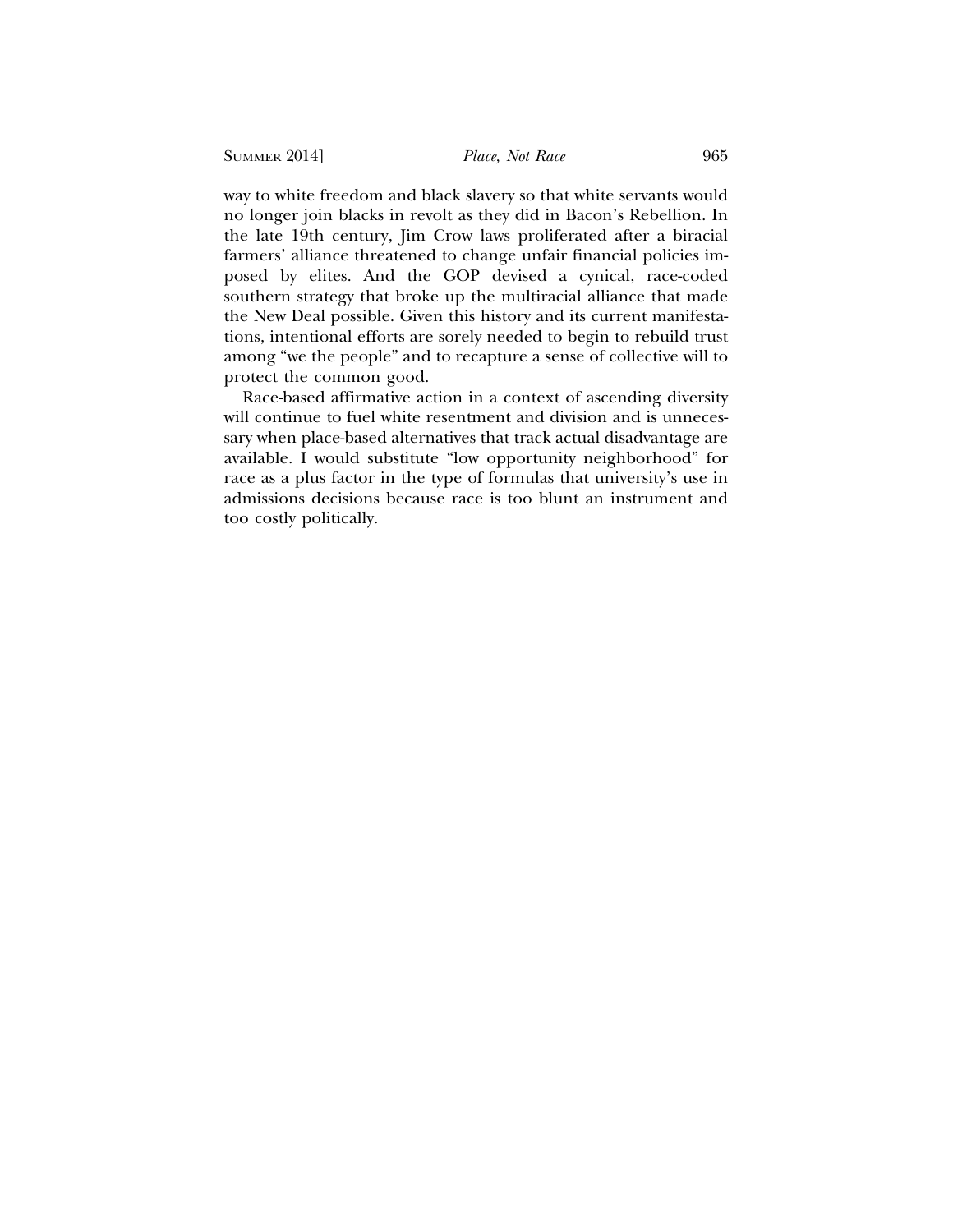way to white freedom and black slavery so that white servants would no longer join blacks in revolt as they did in Bacon's Rebellion. In the late 19th century, Jim Crow laws proliferated after a biracial farmers' alliance threatened to change unfair financial policies imposed by elites. And the GOP devised a cynical, race-coded southern strategy that broke up the multiracial alliance that made the New Deal possible. Given this history and its current manifestations, intentional efforts are sorely needed to begin to rebuild trust among "we the people" and to recapture a sense of collective will to protect the common good.

Race-based affirmative action in a context of ascending diversity will continue to fuel white resentment and division and is unnecessary when place-based alternatives that track actual disadvantage are available. I would substitute "low opportunity neighborhood" for race as a plus factor in the type of formulas that university's use in admissions decisions because race is too blunt an instrument and too costly politically.